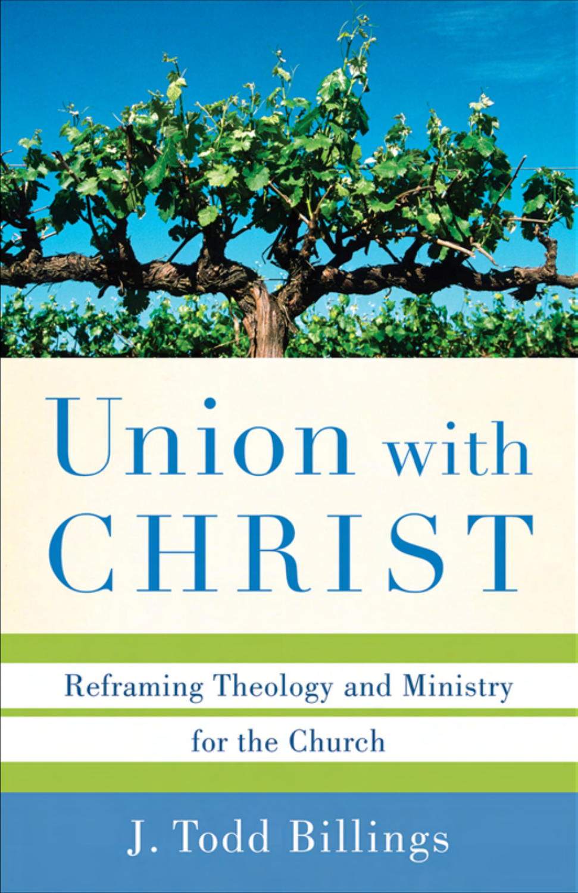# Union with CHRIST

## Reframing Theology and Ministry for the Church

J. Todd Billings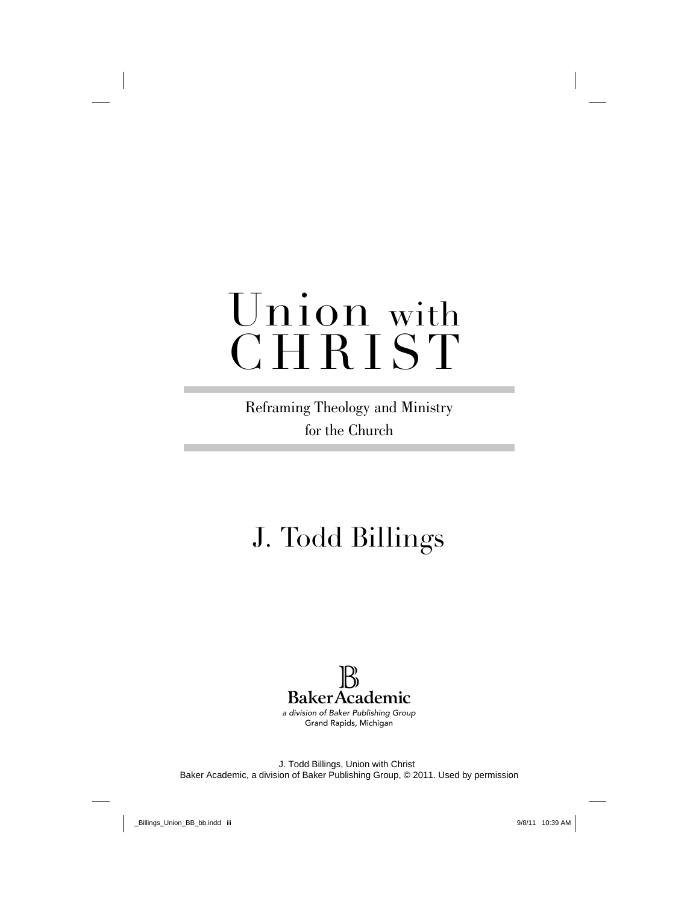# Union with CHRIST

## Reframing Theology and Ministry for the Church

J. Todd Billings

Baker Academic

*a division of Baker Publishing Group*

Grand Rapids, Michigan

J. Todd Billings, Union with Christ
Baker Academic, a division of Baker Publishing Group, © 2011. Used by permission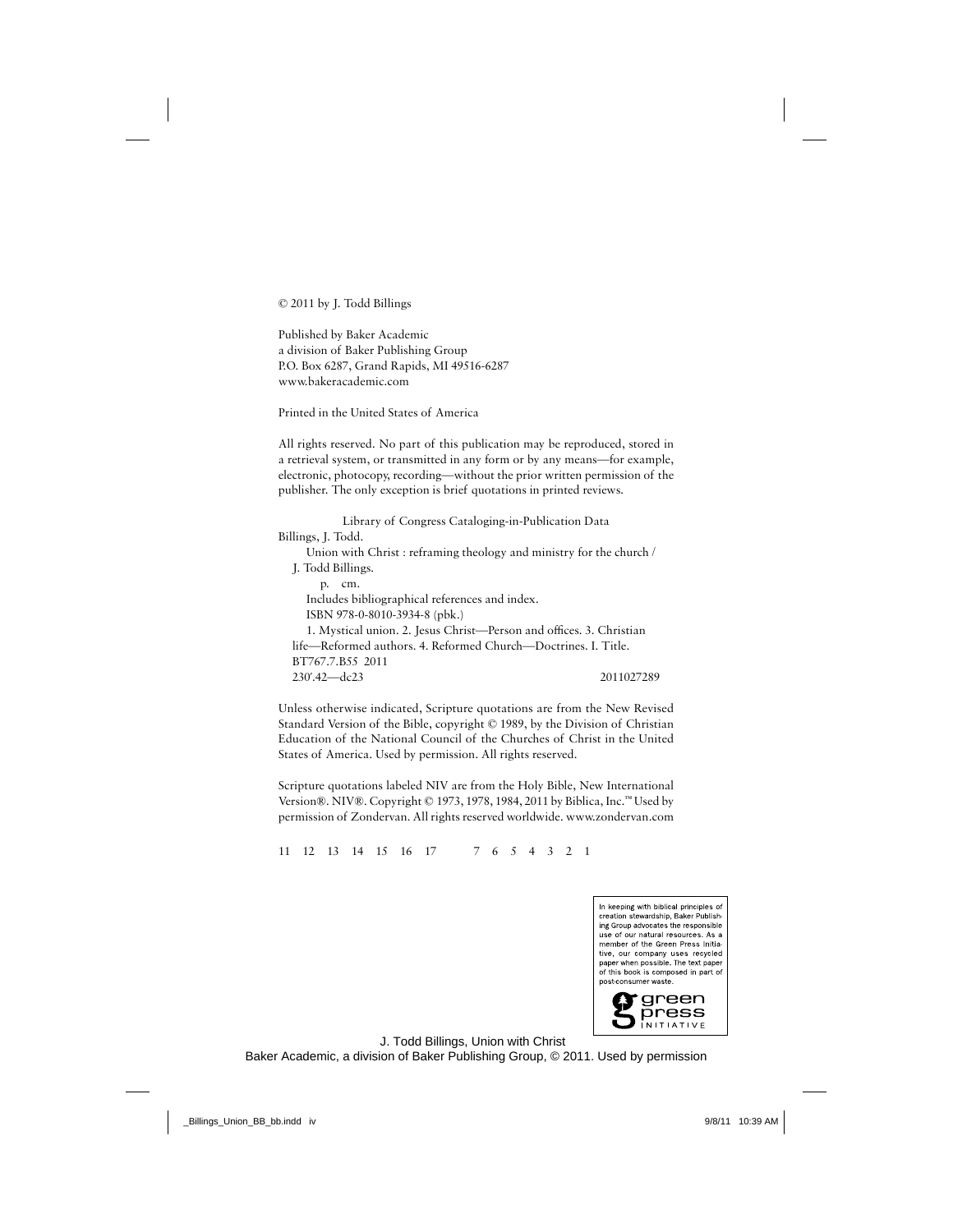© 2011 by J. Todd Billings

Published by Baker Academic
a division of Baker Publishing Group
P.O. Box 6287, Grand Rapids, MI 49516-6287
www.bakeracademic.com

Printed in the United States of America

All rights reserved. No part of this publication may be reproduced, stored in a retrieval system, or transmitted in any form or by any means—for example, electronic, photocopy, recording—without the prior written permission of the publisher. The only exception is brief quotations in printed reviews.

Library of Congress Cataloging-in-Publication Data

Billings, J. Todd.
Union with Christ : reframing theology and ministry for the church / J. Todd Billings.
p. cm.
Includes bibliographical references and index.
ISBN 978-0-8010-3934-8 (pbk.)
1. Mystical union. 2. Jesus Christ—Person and offices. 3. Christian life—Reformed authors. 4. Reformed Church—Doctrines. I. Title.
BT767.7.B55 2011
230′.42—dc23 2011027289

Unless otherwise indicated, Scripture quotations are from the New Revised Standard Version of the Bible, copyright © 1989, by the Division of Christian Education of the National Council of the Churches of Christ in the United States of America. Used by permission. All rights reserved.

Scripture quotations labeled NIV are from the Holy Bible, New International Version®. NIV®. Copyright © 1973, 1978, 1984, 2011 by Biblica, Inc.™ Used by permission of Zondervan. All rights reserved worldwide. www.zondervan.com

11 12 13 14 15 16 17 7 6 5 4 3 2 1

In keeping with biblical principles of creation stewardship, Baker Publishing Group advocates the responsible use of our natural resources. As a member of the Green Press Initiative, our company uses recycled paper when possible. The text paper of this book is composed in part of post-consumer waste.

green press INITIATIVE

J. Todd Billings, Union with Christ
Baker Academic, a division of Baker Publishing Group, © 2011. Used by permission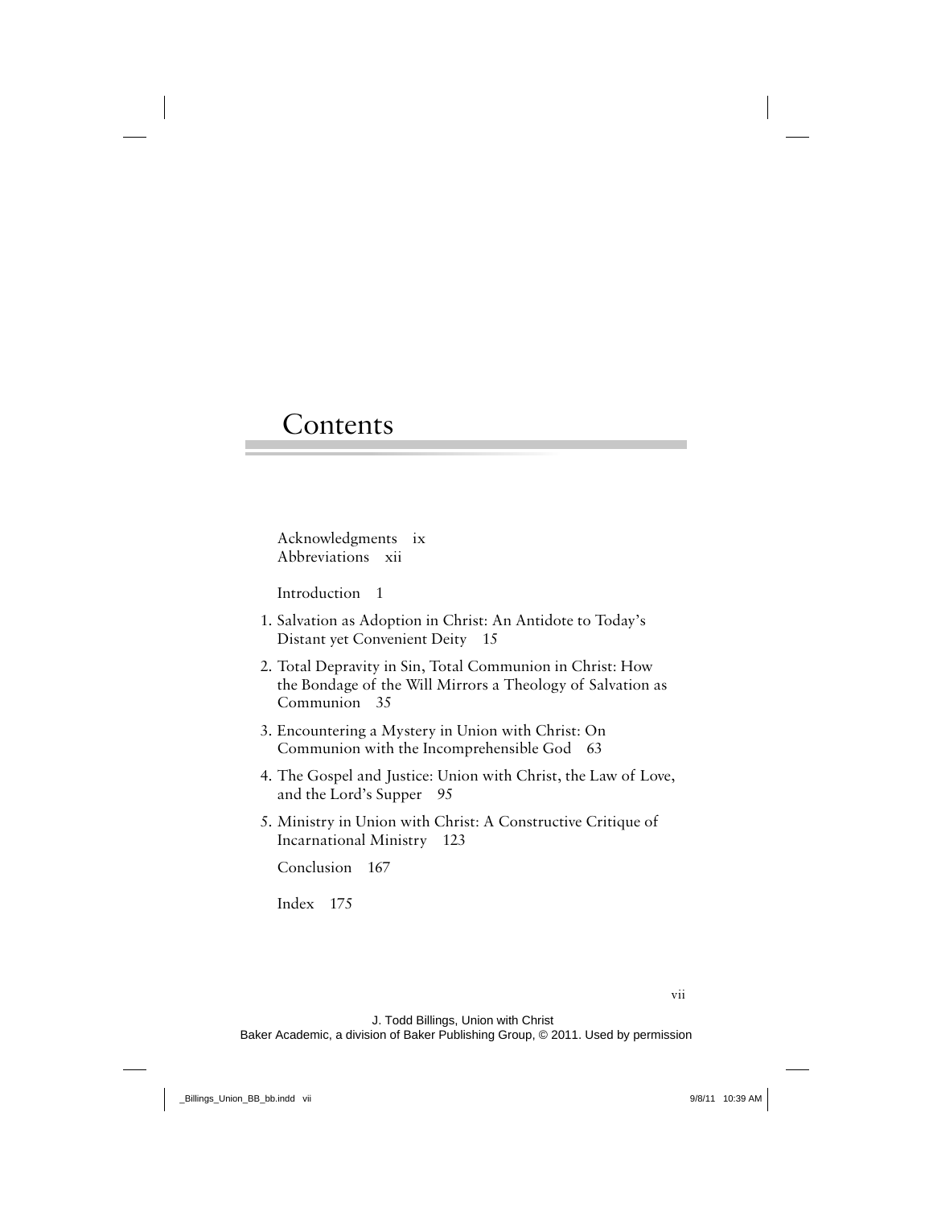# Contents

Acknowledgments ix
Abbreviations xii

Introduction 1

1. Salvation as Adoption in Christ: An Antidote to Today's Distant yet Convenient Deity 15
2. Total Depravity in Sin, Total Communion in Christ: How the Bondage of the Will Mirrors a Theology of Salvation as Communion 35
3. Encountering a Mystery in Union with Christ: On Communion with the Incomprehensible God 63
4. The Gospel and Justice: Union with Christ, the Law of Love, and the Lord's Supper 95
5. Ministry in Union with Christ: A Constructive Critique of Incarnational Ministry 123

Conclusion 167

Index 175

J. Todd Billings, Union with Christ
Baker Academic, a division of Baker Publishing Group, © 2011. Used by permission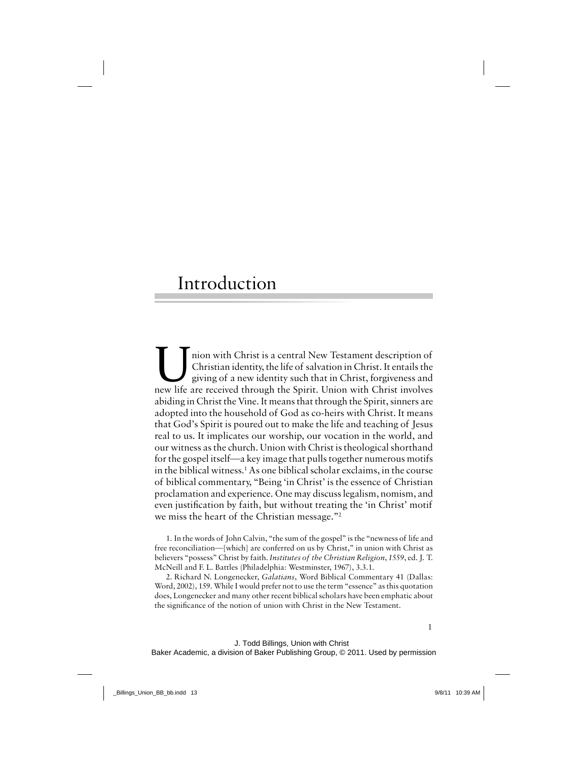# Introduction

Union with Christ is a central New Testament description of Christian identity, the life of salvation in Christ. It entails the giving of a new identity such that in Christ, forgiveness and new life are received through the Spirit. Union with Christ involves abiding in Christ the Vine. It means that through the Spirit, sinners are adopted into the household of God as co-heirs with Christ. It means that God's Spirit is poured out to make the life and teaching of Jesus real to us. It implicates our worship, our vocation in the world, and our witness as the church. Union with Christ is theological shorthand for the gospel itself—a key image that pulls together numerous motifs in the biblical witness.[1] As one biblical scholar exclaims, in the course of biblical commentary, "Being 'in Christ' is the essence of Christian proclamation and experience. One may discuss legalism, nomism, and even justification by faith, but without treating the 'in Christ' motif we miss the heart of the Christian message."[2]

1. In the words of John Calvin, "the sum of the gospel" is the "newness of life and free reconciliation—[which] are conferred on us by Christ," in union with Christ as believers "possess" Christ by faith. *Institutes of the Christian Religion, 1559*, ed. J. T. McNeill and F. L. Battles (Philadelphia: Westminster, 1967), 3.3.1.

2. Richard N. Longenecker, *Galatians*, Word Biblical Commentary 41 (Dallas: Word, 2002), 159. While I would prefer not to use the term "essence" as this quotation does, Longenecker and many other recent biblical scholars have been emphatic about the significance of the notion of union with Christ in the New Testament.

J. Todd Billings, Union with Christ
Baker Academic, a division of Baker Publishing Group, © 2011. Used by permission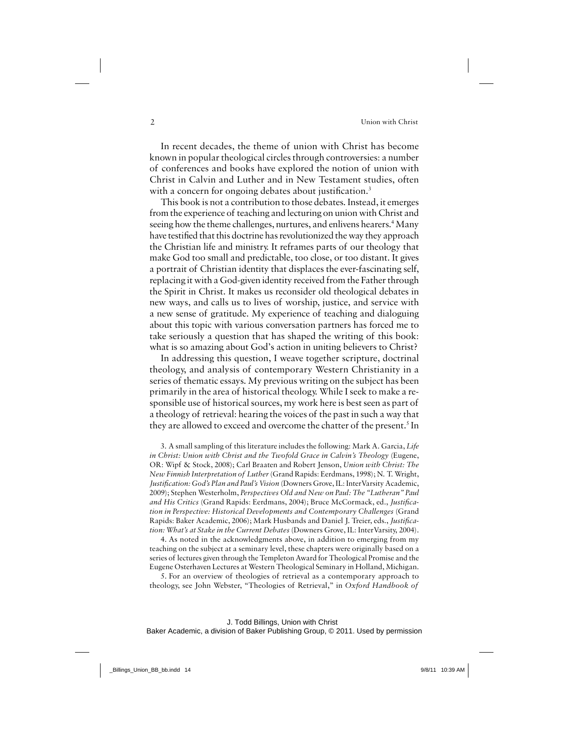In recent decades, the theme of union with Christ has become known in popular theological circles through controversies: a number of conferences and books have explored the notion of union with Christ in Calvin and Luther and in New Testament studies, often with a concern for ongoing debates about justification.[3]

This book is not a contribution to those debates. Instead, it emerges from the experience of teaching and lecturing on union with Christ and seeing how the theme challenges, nurtures, and enlivens hearers.[4] Many have testified that this doctrine has revolutionized the way they approach the Christian life and ministry. It reframes parts of our theology that make God too small and predictable, too close, or too distant. It gives a portrait of Christian identity that displaces the ever-fascinating self, replacing it with a God-given identity received from the Father through the Spirit in Christ. It makes us reconsider old theological debates in new ways, and calls us to lives of worship, justice, and service with a new sense of gratitude. My experience of teaching and dialoguing about this topic with various conversation partners has forced me to take seriously a question that has shaped the writing of this book: what is so amazing about God's action in uniting believers to Christ?

In addressing this question, I weave together scripture, doctrinal theology, and analysis of contemporary Western Christianity in a series of thematic essays. My previous writing on the subject has been primarily in the area of historical theology. While I seek to make a responsible use of historical sources, my work here is best seen as part of a theology of retrieval: hearing the voices of the past in such a way that they are allowed to exceed and overcome the chatter of the present.[5] In

3. A small sampling of this literature includes the following: Mark A. Garcia, *Life in Christ: Union with Christ and the Twofold Grace in Calvin's Theology* (Eugene, OR: Wipf & Stock, 2008); Carl Braaten and Robert Jenson, *Union with Christ: The New Finnish Interpretation of Luther* (Grand Rapids: Eerdmans, 1998); N. T. Wright, *Justification: God's Plan and Paul's Vision* (Downers Grove, IL: InterVarsity Academic, 2009); Stephen Westerholm, *Perspectives Old and New on Paul: The "Lutheran" Paul and His Critics* (Grand Rapids: Eerdmans, 2004); Bruce McCormack, ed., *Justification in Perspective: Historical Developments and Contemporary Challenges* (Grand Rapids: Baker Academic, 2006); Mark Husbands and Daniel J. Treier, eds., *Justification: What's at Stake in the Current Debates* (Downers Grove, IL: InterVarsity, 2004).

4. As noted in the acknowledgments above, in addition to emerging from my teaching on the subject at a seminary level, these chapters were originally based on a series of lectures given through the Templeton Award for Theological Promise and the Eugene Osterhaven Lectures at Western Theological Seminary in Holland, Michigan.

5. For an overview of theologies of retrieval as a contemporary approach to theology, see John Webster, "Theologies of Retrieval," in *Oxford Handbook of*

J. Todd Billings, Union with Christ
Baker Academic, a division of Baker Publishing Group, © 2011. Used by permission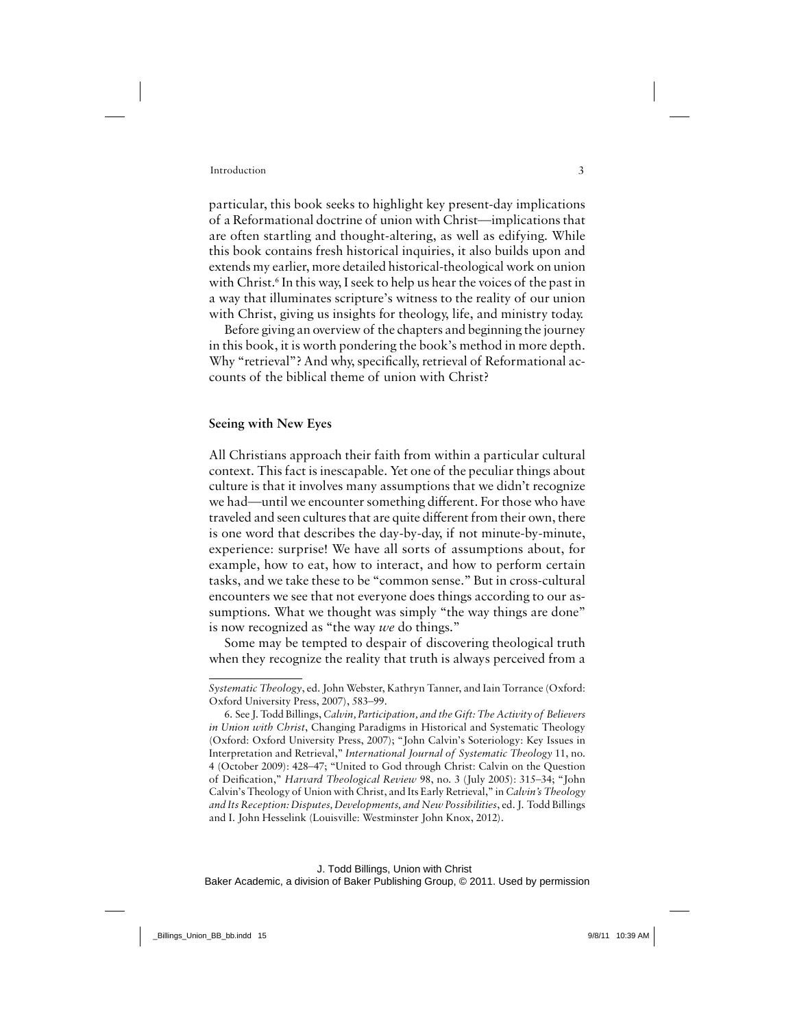particular, this book seeks to highlight key present-day implications of a Reformational doctrine of union with Christ—implications that are often startling and thought-altering, as well as edifying. While this book contains fresh historical inquiries, it also builds upon and extends my earlier, more detailed historical-theological work on union with Christ.[6] In this way, I seek to help us hear the voices of the past in a way that illuminates scripture's witness to the reality of our union with Christ, giving us insights for theology, life, and ministry today.

Before giving an overview of the chapters and beginning the journey in this book, it is worth pondering the book's method in more depth. Why "retrieval"? And why, specifically, retrieval of Reformational accounts of the biblical theme of union with Christ?

## Seeing with New Eyes

All Christians approach their faith from within a particular cultural context. This fact is inescapable. Yet one of the peculiar things about culture is that it involves many assumptions that we didn't recognize we had—until we encounter something different. For those who have traveled and seen cultures that are quite different from their own, there is one word that describes the day-by-day, if not minute-by-minute, experience: surprise! We have all sorts of assumptions about, for example, how to eat, how to interact, and how to perform certain tasks, and we take these to be "common sense." But in cross-cultural encounters we see that not everyone does things according to our assumptions. What we thought was simply "the way things are done" is now recognized as "the way *we* do things."

Some may be tempted to despair of discovering theological truth when they recognize the reality that truth is always perceived from a

---

*Systematic Theology*, ed. John Webster, Kathryn Tanner, and Iain Torrance (Oxford: Oxford University Press, 2007), 583–99.

6. See J. Todd Billings, *Calvin, Participation, and the Gift: The Activity of Believers in Union with Christ*, Changing Paradigms in Historical and Systematic Theology (Oxford: Oxford University Press, 2007); "John Calvin's Soteriology: Key Issues in Interpretation and Retrieval," *International Journal of Systematic Theology* 11, no. 4 (October 2009): 428–47; "United to God through Christ: Calvin on the Question of Deification," *Harvard Theological Review* 98, no. 3 (July 2005): 315–34; "John Calvin's Theology of Union with Christ, and Its Early Retrieval," in *Calvin's Theology and Its Reception: Disputes, Developments, and New Possibilities*, ed. J. Todd Billings and I. John Hesselink (Louisville: Westminster John Knox, 2012).

J. Todd Billings, Union with Christ
Baker Academic, a division of Baker Publishing Group, © 2011. Used by permission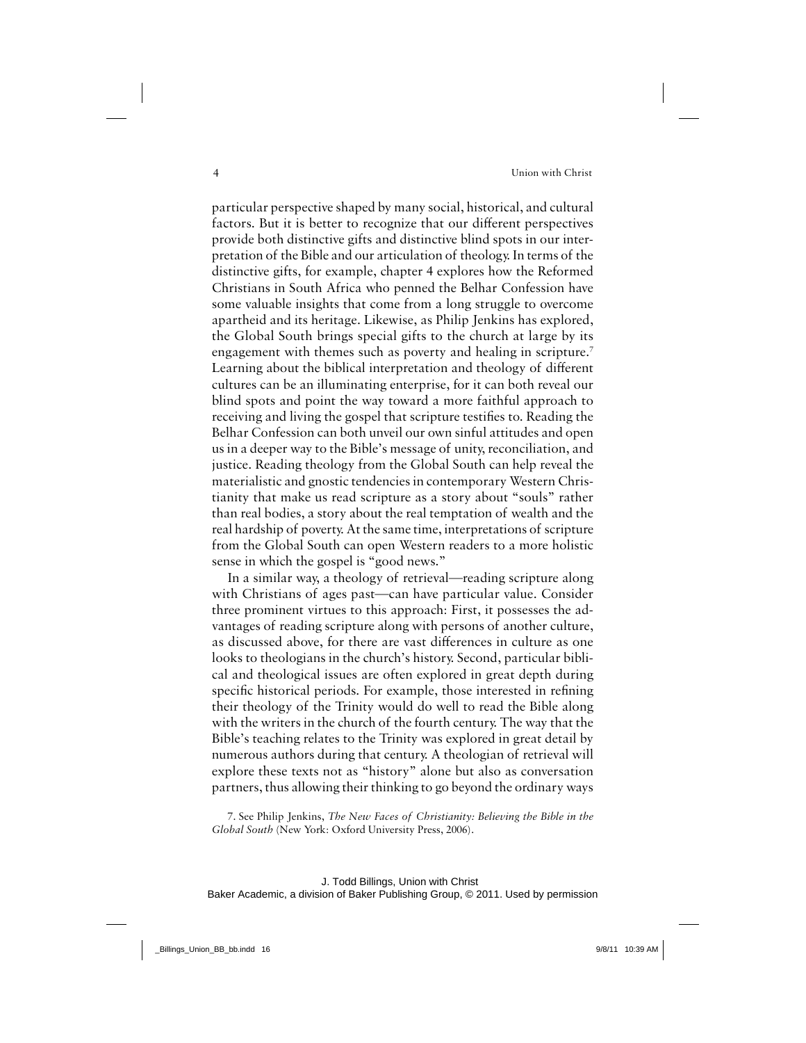particular perspective shaped by many social, historical, and cultural factors. But it is better to recognize that our different perspectives provide both distinctive gifts and distinctive blind spots in our interpretation of the Bible and our articulation of theology. In terms of the distinctive gifts, for example, chapter 4 explores how the Reformed Christians in South Africa who penned the Belhar Confession have some valuable insights that come from a long struggle to overcome apartheid and its heritage. Likewise, as Philip Jenkins has explored, the Global South brings special gifts to the church at large by its engagement with themes such as poverty and healing in scripture.[7] Learning about the biblical interpretation and theology of different cultures can be an illuminating enterprise, for it can both reveal our blind spots and point the way toward a more faithful approach to receiving and living the gospel that scripture testifies to. Reading the Belhar Confession can both unveil our own sinful attitudes and open us in a deeper way to the Bible's message of unity, reconciliation, and justice. Reading theology from the Global South can help reveal the materialistic and gnostic tendencies in contemporary Western Christianity that make us read scripture as a story about "souls" rather than real bodies, a story about the real temptation of wealth and the real hardship of poverty. At the same time, interpretations of scripture from the Global South can open Western readers to a more holistic sense in which the gospel is "good news."

In a similar way, a theology of retrieval—reading scripture along with Christians of ages past—can have particular value. Consider three prominent virtues to this approach: First, it possesses the advantages of reading scripture along with persons of another culture, as discussed above, for there are vast differences in culture as one looks to theologians in the church's history. Second, particular biblical and theological issues are often explored in great depth during specific historical periods. For example, those interested in refining their theology of the Trinity would do well to read the Bible along with the writers in the church of the fourth century. The way that the Bible's teaching relates to the Trinity was explored in great detail by numerous authors during that century. A theologian of retrieval will explore these texts not as "history" alone but also as conversation partners, thus allowing their thinking to go beyond the ordinary ways

7. See Philip Jenkins, *The New Faces of Christianity: Believing the Bible in the Global South* (New York: Oxford University Press, 2006).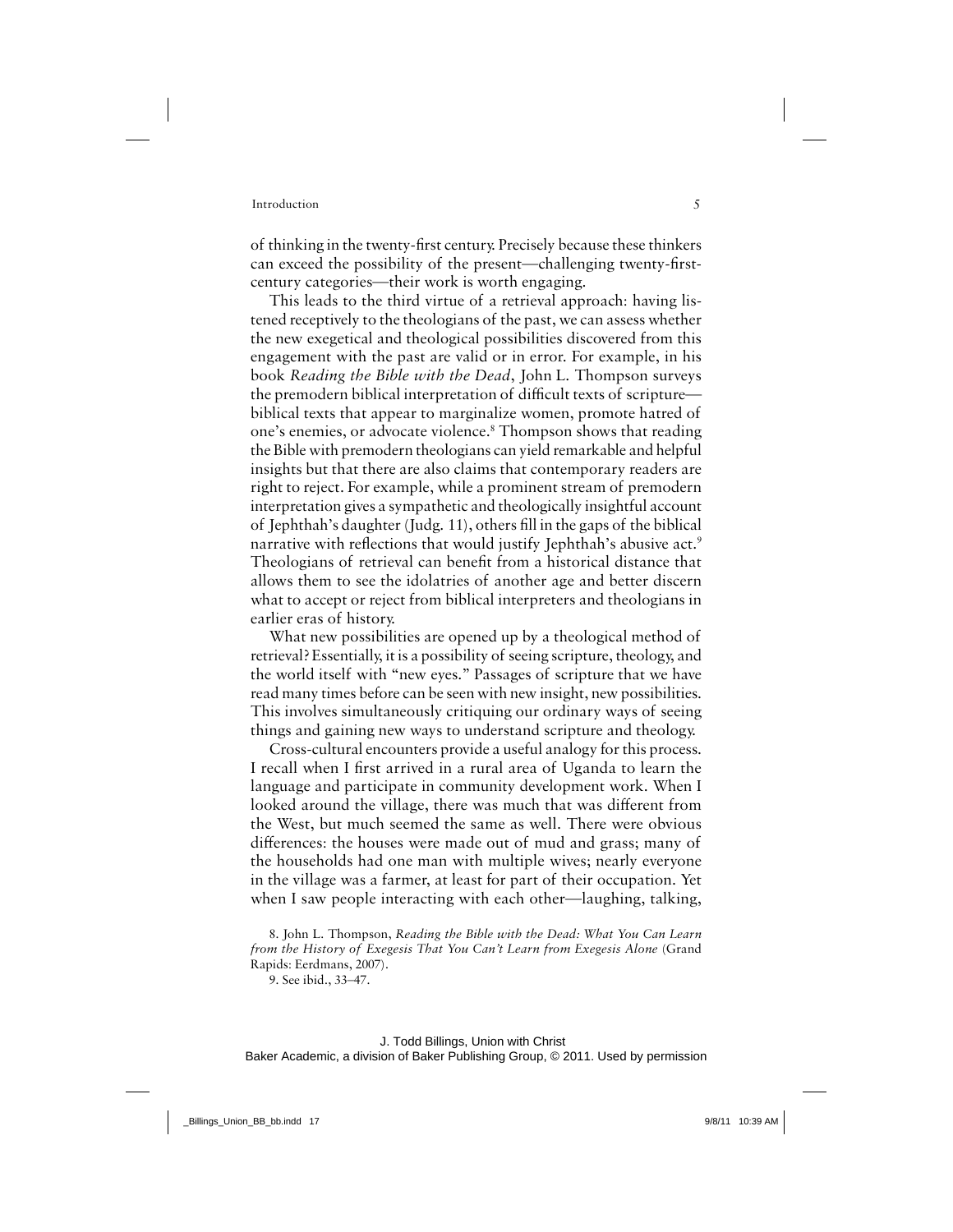of thinking in the twenty-first century. Precisely because these thinkers can exceed the possibility of the present—challenging twenty-first-century categories—their work is worth engaging.

This leads to the third virtue of a retrieval approach: having listened receptively to the theologians of the past, we can assess whether the new exegetical and theological possibilities discovered from this engagement with the past are valid or in error. For example, in his book *Reading the Bible with the Dead*, John L. Thompson surveys the premodern biblical interpretation of difficult texts of scripture—biblical texts that appear to marginalize women, promote hatred of one's enemies, or advocate violence.[8] Thompson shows that reading the Bible with premodern theologians can yield remarkable and helpful insights but that there are also claims that contemporary readers are right to reject. For example, while a prominent stream of premodern interpretation gives a sympathetic and theologically insightful account of Jephthah's daughter (Judg. 11), others fill in the gaps of the biblical narrative with reflections that would justify Jephthah's abusive act.[9] Theologians of retrieval can benefit from a historical distance that allows them to see the idolatries of another age and better discern what to accept or reject from biblical interpreters and theologians in earlier eras of history.

What new possibilities are opened up by a theological method of retrieval? Essentially, it is a possibility of seeing scripture, theology, and the world itself with "new eyes." Passages of scripture that we have read many times before can be seen with new insight, new possibilities. This involves simultaneously critiquing our ordinary ways of seeing things and gaining new ways to understand scripture and theology.

Cross-cultural encounters provide a useful analogy for this process. I recall when I first arrived in a rural area of Uganda to learn the language and participate in community development work. When I looked around the village, there was much that was different from the West, but much seemed the same as well. There were obvious differences: the houses were made out of mud and grass; many of the households had one man with multiple wives; nearly everyone in the village was a farmer, at least for part of their occupation. Yet when I saw people interacting with each other—laughing, talking,

8. John L. Thompson, *Reading the Bible with the Dead: What You Can Learn from the History of Exegesis That You Can't Learn from Exegesis Alone* (Grand Rapids: Eerdmans, 2007).

9. See ibid., 33–47.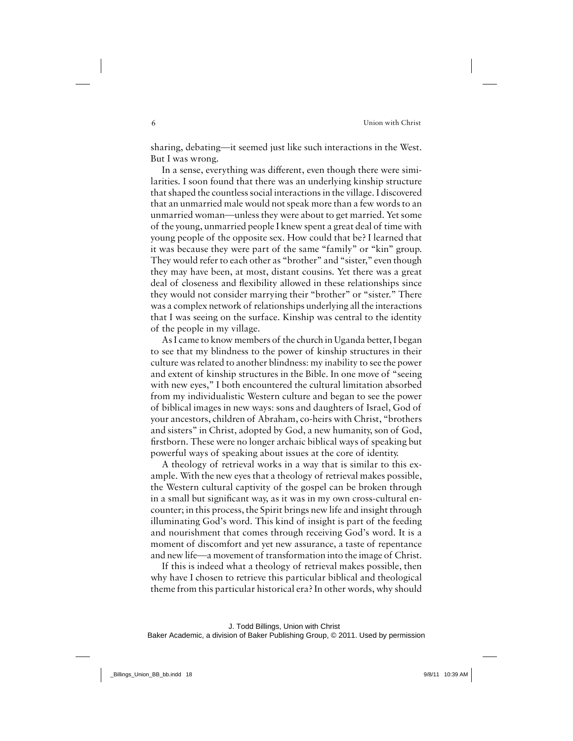sharing, debating—it seemed just like such interactions in the West. But I was wrong.

In a sense, everything was different, even though there were similarities. I soon found that there was an underlying kinship structure that shaped the countless social interactions in the village. I discovered that an unmarried male would not speak more than a few words to an unmarried woman—unless they were about to get married. Yet some of the young, unmarried people I knew spent a great deal of time with young people of the opposite sex. How could that be? I learned that it was because they were part of the same "family" or "kin" group. They would refer to each other as "brother" and "sister," even though they may have been, at most, distant cousins. Yet there was a great deal of closeness and flexibility allowed in these relationships since they would not consider marrying their "brother" or "sister." There was a complex network of relationships underlying all the interactions that I was seeing on the surface. Kinship was central to the identity of the people in my village.

As I came to know members of the church in Uganda better, I began to see that my blindness to the power of kinship structures in their culture was related to another blindness: my inability to see the power and extent of kinship structures in the Bible. In one move of "seeing with new eyes," I both encountered the cultural limitation absorbed from my individualistic Western culture and began to see the power of biblical images in new ways: sons and daughters of Israel, God of your ancestors, children of Abraham, co-heirs with Christ, "brothers and sisters" in Christ, adopted by God, a new humanity, son of God, firstborn. These were no longer archaic biblical ways of speaking but powerful ways of speaking about issues at the core of identity.

A theology of retrieval works in a way that is similar to this example. With the new eyes that a theology of retrieval makes possible, the Western cultural captivity of the gospel can be broken through in a small but significant way, as it was in my own cross-cultural encounter; in this process, the Spirit brings new life and insight through illuminating God's word. This kind of insight is part of the feeding and nourishment that comes through receiving God's word. It is a moment of discomfort and yet new assurance, a taste of repentance and new life—a movement of transformation into the image of Christ.

If this is indeed what a theology of retrieval makes possible, then why have I chosen to retrieve this particular biblical and theological theme from this particular historical era? In other words, why should

J. Todd Billings, Union with Christ
Baker Academic, a division of Baker Publishing Group, © 2011. Used by permission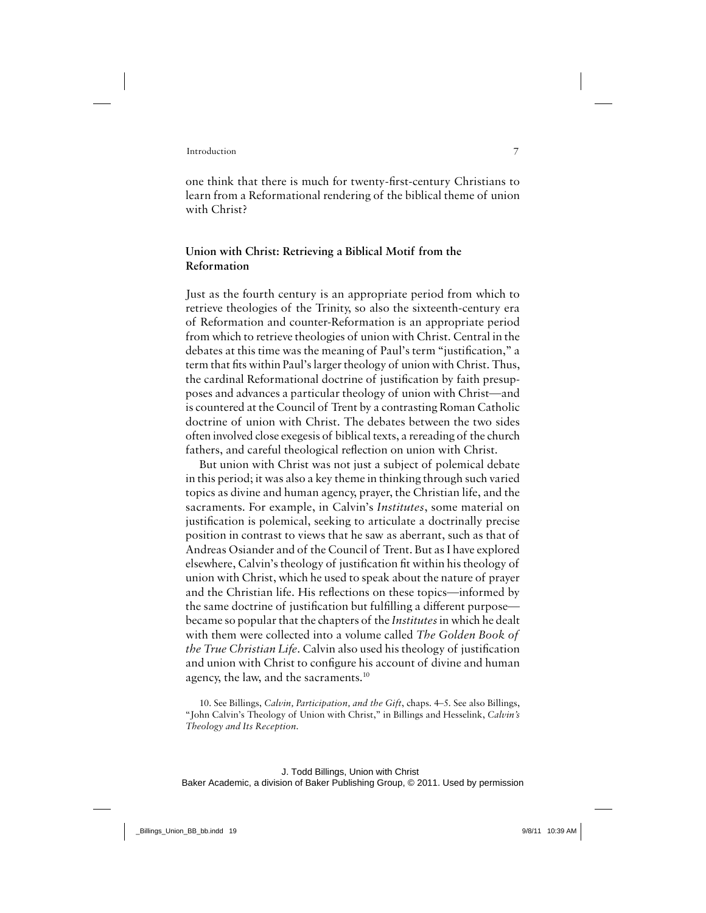one think that there is much for twenty-first-century Christians to learn from a Reformational rendering of the biblical theme of union with Christ?

## Union with Christ: Retrieving a Biblical Motif from the Reformation

Just as the fourth century is an appropriate period from which to retrieve theologies of the Trinity, so also the sixteenth-century era of Reformation and counter-Reformation is an appropriate period from which to retrieve theologies of union with Christ. Central in the debates at this time was the meaning of Paul's term "justification," a term that fits within Paul's larger theology of union with Christ. Thus, the cardinal Reformational doctrine of justification by faith presupposes and advances a particular theology of union with Christ—and is countered at the Council of Trent by a contrasting Roman Catholic doctrine of union with Christ. The debates between the two sides often involved close exegesis of biblical texts, a rereading of the church fathers, and careful theological reflection on union with Christ.

But union with Christ was not just a subject of polemical debate in this period; it was also a key theme in thinking through such varied topics as divine and human agency, prayer, the Christian life, and the sacraments. For example, in Calvin's *Institutes*, some material on justification is polemical, seeking to articulate a doctrinally precise position in contrast to views that he saw as aberrant, such as that of Andreas Osiander and of the Council of Trent. But as I have explored elsewhere, Calvin's theology of justification fit within his theology of union with Christ, which he used to speak about the nature of prayer and the Christian life. His reflections on these topics—informed by the same doctrine of justification but fulfilling a different purpose—became so popular that the chapters of the *Institutes* in which he dealt with them were collected into a volume called *The Golden Book of the True Christian Life*. Calvin also used his theology of justification and union with Christ to configure his account of divine and human agency, the law, and the sacraments.[10]

10. See Billings, *Calvin, Participation, and the Gift*, chaps. 4–5. See also Billings, "John Calvin's Theology of Union with Christ," in Billings and Hesselink, *Calvin's Theology and Its Reception*.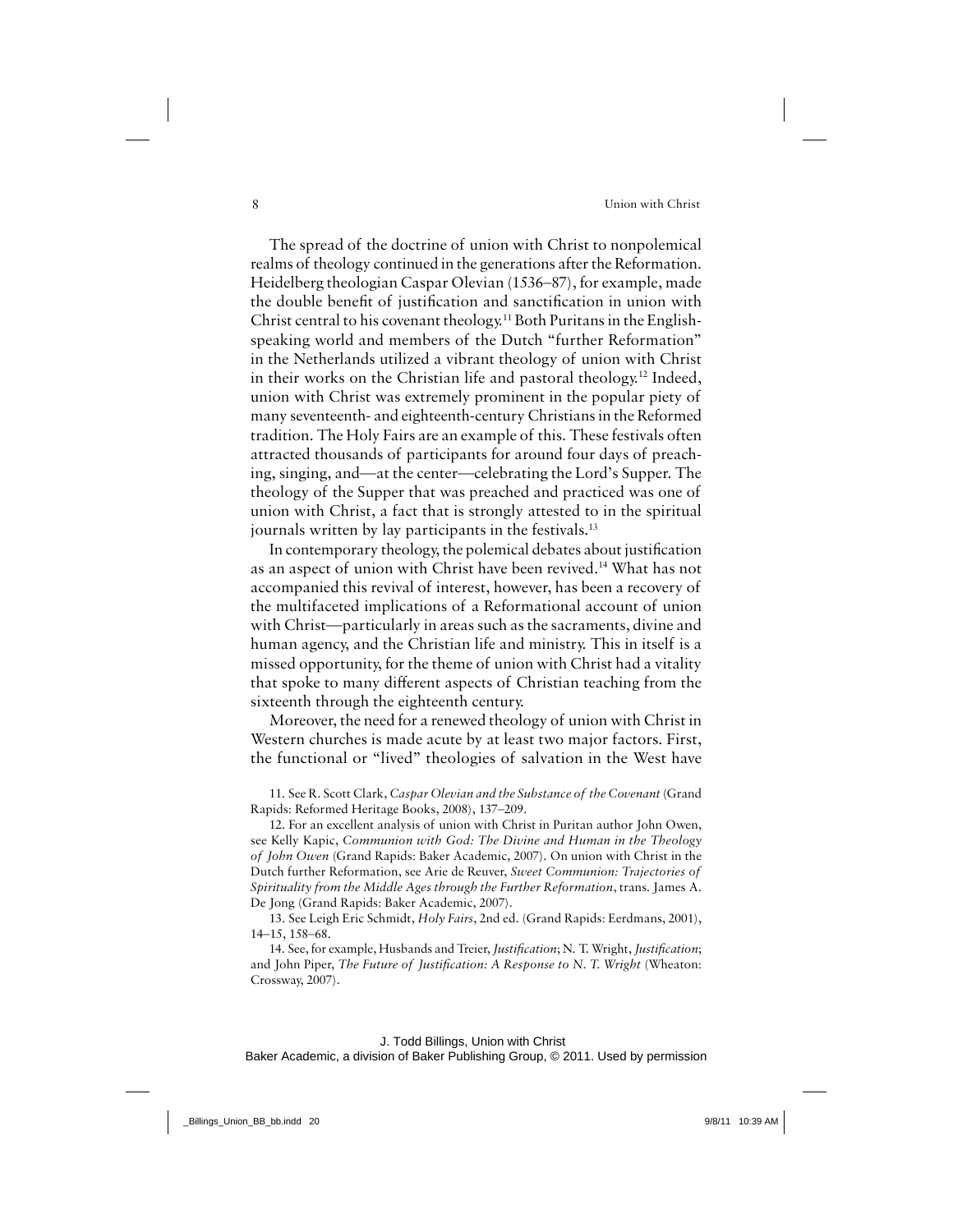The spread of the doctrine of union with Christ to nonpolemical realms of theology continued in the generations after the Reformation. Heidelberg theologian Caspar Olevian (1536–87), for example, made the double benefit of justification and sanctification in union with Christ central to his covenant theology.[11] Both Puritans in the English-speaking world and members of the Dutch "further Reformation" in the Netherlands utilized a vibrant theology of union with Christ in their works on the Christian life and pastoral theology.[12] Indeed, union with Christ was extremely prominent in the popular piety of many seventeenth- and eighteenth-century Christians in the Reformed tradition. The Holy Fairs are an example of this. These festivals often attracted thousands of participants for around four days of preaching, singing, and—at the center—celebrating the Lord's Supper. The theology of the Supper that was preached and practiced was one of union with Christ, a fact that is strongly attested to in the spiritual journals written by lay participants in the festivals.[13]

In contemporary theology, the polemical debates about justification as an aspect of union with Christ have been revived.[14] What has not accompanied this revival of interest, however, has been a recovery of the multifaceted implications of a Reformational account of union with Christ—particularly in areas such as the sacraments, divine and human agency, and the Christian life and ministry. This in itself is a missed opportunity, for the theme of union with Christ had a vitality that spoke to many different aspects of Christian teaching from the sixteenth through the eighteenth century.

Moreover, the need for a renewed theology of union with Christ in Western churches is made acute by at least two major factors. First, the functional or "lived" theologies of salvation in the West have

11. See R. Scott Clark, *Caspar Olevian and the Substance of the Covenant* (Grand Rapids: Reformed Heritage Books, 2008), 137–209.

12. For an excellent analysis of union with Christ in Puritan author John Owen, see Kelly Kapic, *Communion with God: The Divine and Human in the Theology of John Owen* (Grand Rapids: Baker Academic, 2007). On union with Christ in the Dutch further Reformation, see Arie de Reuver, *Sweet Communion: Trajectories of Spirituality from the Middle Ages through the Further Reformation*, trans. James A. De Jong (Grand Rapids: Baker Academic, 2007).

13. See Leigh Eric Schmidt, *Holy Fairs*, 2nd ed. (Grand Rapids: Eerdmans, 2001), 14–15, 158–68.

14. See, for example, Husbands and Treier, *Justification*; N. T. Wright, *Justification*; and John Piper, *The Future of Justification: A Response to N. T. Wright* (Wheaton: Crossway, 2007).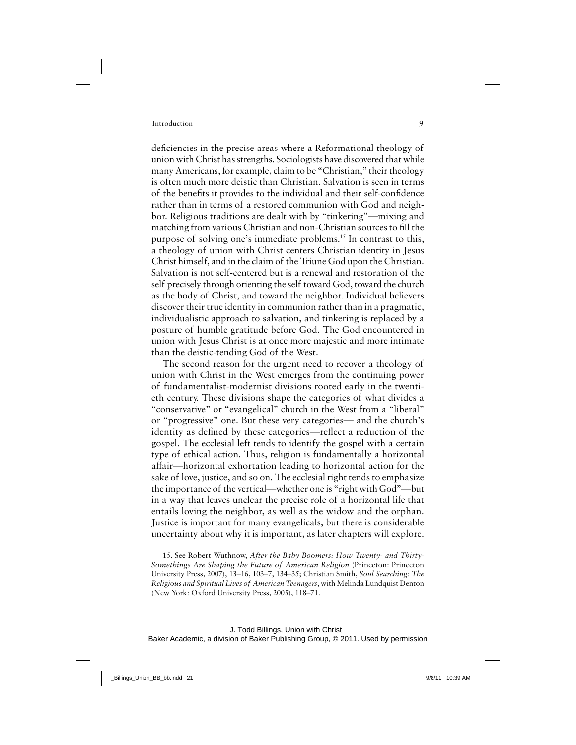deficiencies in the precise areas where a Reformational theology of union with Christ has strengths. Sociologists have discovered that while many Americans, for example, claim to be "Christian," their theology is often much more deistic than Christian. Salvation is seen in terms of the benefits it provides to the individual and their self-confidence rather than in terms of a restored communion with God and neighbor. Religious traditions are dealt with by "tinkering"—mixing and matching from various Christian and non-Christian sources to fill the purpose of solving one's immediate problems.[15] In contrast to this, a theology of union with Christ centers Christian identity in Jesus Christ himself, and in the claim of the Triune God upon the Christian. Salvation is not self-centered but is a renewal and restoration of the self precisely through orienting the self toward God, toward the church as the body of Christ, and toward the neighbor. Individual believers discover their true identity in communion rather than in a pragmatic, individualistic approach to salvation, and tinkering is replaced by a posture of humble gratitude before God. The God encountered in union with Jesus Christ is at once more majestic and more intimate than the deistic-tending God of the West.

The second reason for the urgent need to recover a theology of union with Christ in the West emerges from the continuing power of fundamentalist-modernist divisions rooted early in the twentieth century. These divisions shape the categories of what divides a "conservative" or "evangelical" church in the West from a "liberal" or "progressive" one. But these very categories— and the church's identity as defined by these categories—reflect a reduction of the gospel. The ecclesial left tends to identify the gospel with a certain type of ethical action. Thus, religion is fundamentally a horizontal affair—horizontal exhortation leading to horizontal action for the sake of love, justice, and so on. The ecclesial right tends to emphasize the importance of the vertical—whether one is "right with God"—but in a way that leaves unclear the precise role of a horizontal life that entails loving the neighbor, as well as the widow and the orphan. Justice is important for many evangelicals, but there is considerable uncertainty about why it is important, as later chapters will explore.

15. See Robert Wuthnow, *After the Baby Boomers: How Twenty- and Thirty-Somethings Are Shaping the Future of American Religion* (Princeton: Princeton University Press, 2007), 13–16, 103–7, 134–35; Christian Smith, *Soul Searching: The Religious and Spiritual Lives of American Teenagers*, with Melinda Lundquist Denton (New York: Oxford University Press, 2005), 118–71.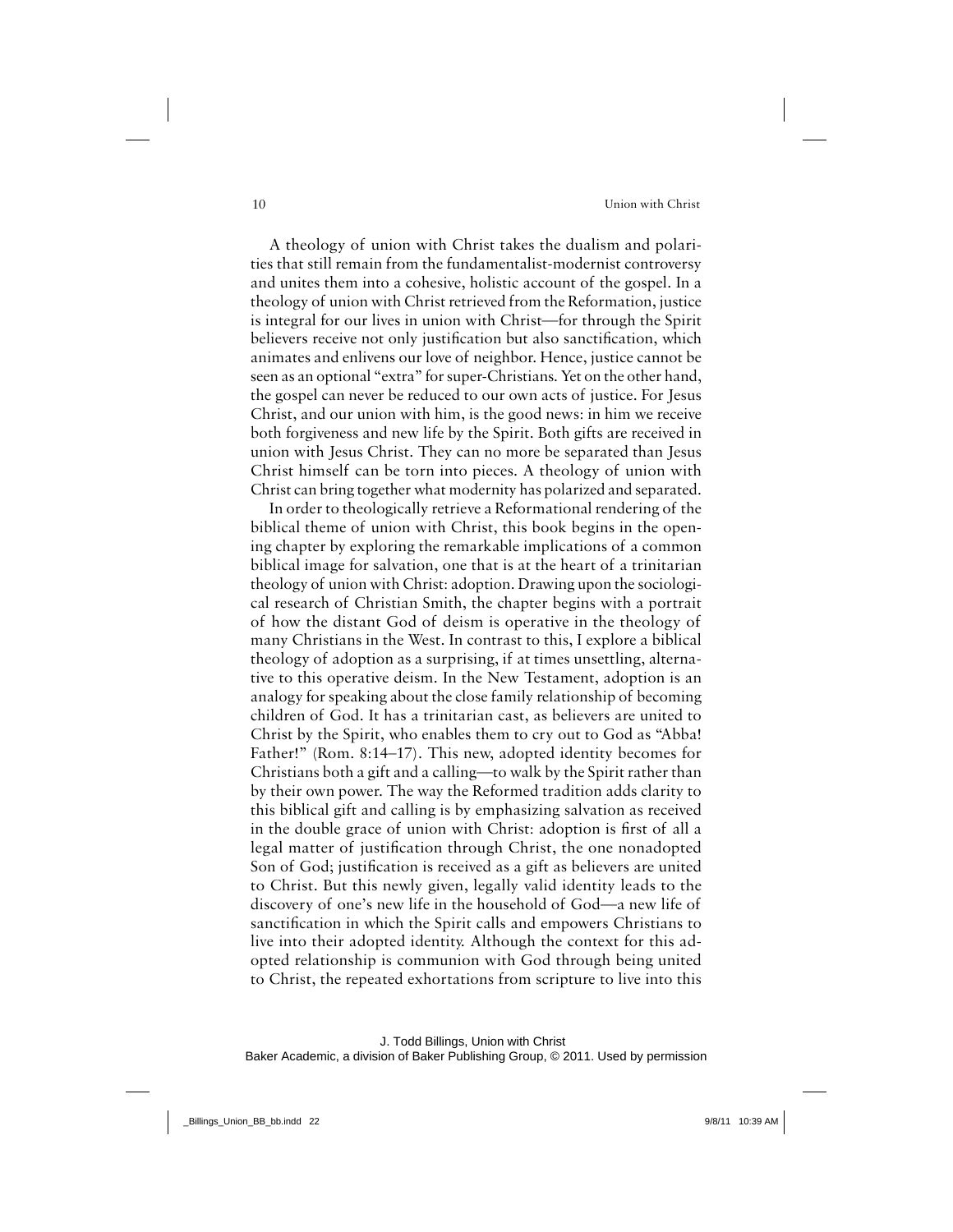A theology of union with Christ takes the dualism and polarities that still remain from the fundamentalist-modernist controversy and unites them into a cohesive, holistic account of the gospel. In a theology of union with Christ retrieved from the Reformation, justice is integral for our lives in union with Christ—for through the Spirit believers receive not only justification but also sanctification, which animates and enlivens our love of neighbor. Hence, justice cannot be seen as an optional "extra" for super-Christians. Yet on the other hand, the gospel can never be reduced to our own acts of justice. For Jesus Christ, and our union with him, is the good news: in him we receive both forgiveness and new life by the Spirit. Both gifts are received in union with Jesus Christ. They can no more be separated than Jesus Christ himself can be torn into pieces. A theology of union with Christ can bring together what modernity has polarized and separated.

In order to theologically retrieve a Reformational rendering of the biblical theme of union with Christ, this book begins in the opening chapter by exploring the remarkable implications of a common biblical image for salvation, one that is at the heart of a trinitarian theology of union with Christ: adoption. Drawing upon the sociological research of Christian Smith, the chapter begins with a portrait of how the distant God of deism is operative in the theology of many Christians in the West. In contrast to this, I explore a biblical theology of adoption as a surprising, if at times unsettling, alternative to this operative deism. In the New Testament, adoption is an analogy for speaking about the close family relationship of becoming children of God. It has a trinitarian cast, as believers are united to Christ by the Spirit, who enables them to cry out to God as "Abba! Father!" (Rom. 8:14–17). This new, adopted identity becomes for Christians both a gift and a calling—to walk by the Spirit rather than by their own power. The way the Reformed tradition adds clarity to this biblical gift and calling is by emphasizing salvation as received in the double grace of union with Christ: adoption is first of all a legal matter of justification through Christ, the one nonadopted Son of God; justification is received as a gift as believers are united to Christ. But this newly given, legally valid identity leads to the discovery of one's new life in the household of God—a new life of sanctification in which the Spirit calls and empowers Christians to live into their adopted identity. Although the context for this adopted relationship is communion with God through being united to Christ, the repeated exhortations from scripture to live into this

J. Todd Billings, Union with Christ
Baker Academic, a division of Baker Publishing Group, © 2011. Used by permission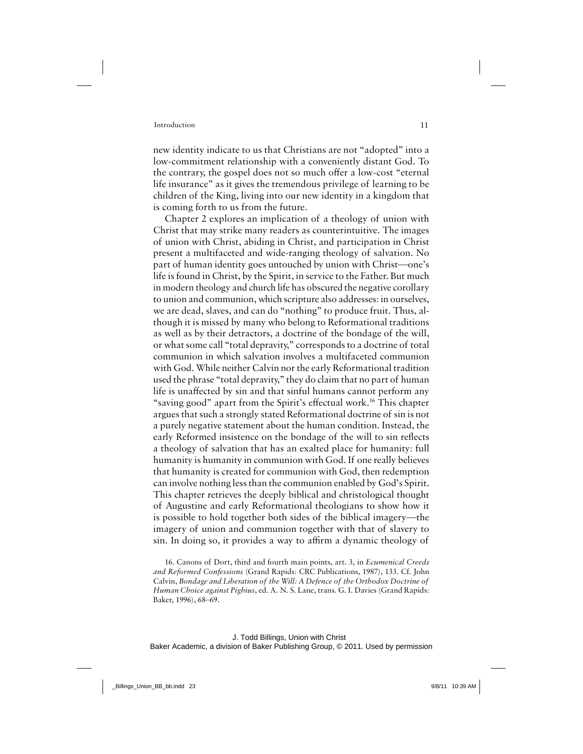new identity indicate to us that Christians are not "adopted" into a low-commitment relationship with a conveniently distant God. To the contrary, the gospel does not so much offer a low-cost "eternal life insurance" as it gives the tremendous privilege of learning to be children of the King, living into our new identity in a kingdom that is coming forth to us from the future.

Chapter 2 explores an implication of a theology of union with Christ that may strike many readers as counterintuitive. The images of union with Christ, abiding in Christ, and participation in Christ present a multifaceted and wide-ranging theology of salvation. No part of human identity goes untouched by union with Christ—one's life is found in Christ, by the Spirit, in service to the Father. But much in modern theology and church life has obscured the negative corollary to union and communion, which scripture also addresses: in ourselves, we are dead, slaves, and can do "nothing" to produce fruit. Thus, although it is missed by many who belong to Reformational traditions as well as by their detractors, a doctrine of the bondage of the will, or what some call "total depravity," corresponds to a doctrine of total communion in which salvation involves a multifaceted communion with God. While neither Calvin nor the early Reformational tradition used the phrase "total depravity," they do claim that no part of human life is unaffected by sin and that sinful humans cannot perform any "saving good" apart from the Spirit's effectual work.[16] This chapter argues that such a strongly stated Reformational doctrine of sin is not a purely negative statement about the human condition. Instead, the early Reformed insistence on the bondage of the will to sin reflects a theology of salvation that has an exalted place for humanity: full humanity is humanity in communion with God. If one really believes that humanity is created for communion with God, then redemption can involve nothing less than the communion enabled by God's Spirit. This chapter retrieves the deeply biblical and christological thought of Augustine and early Reformational theologians to show how it is possible to hold together both sides of the biblical imagery—the imagery of union and communion together with that of slavery to sin. In doing so, it provides a way to affirm a dynamic theology of

16. Canons of Dort, third and fourth main points, art. 3, in *Ecumenical Creeds and Reformed Confessions* (Grand Rapids: CRC Publications, 1987), 133. Cf. John Calvin, *Bondage and Liberation of the Will: A Defence of the Orthodox Doctrine of Human Choice against Pighius*, ed. A. N. S. Lane, trans. G. I. Davies (Grand Rapids: Baker, 1996), 68–69.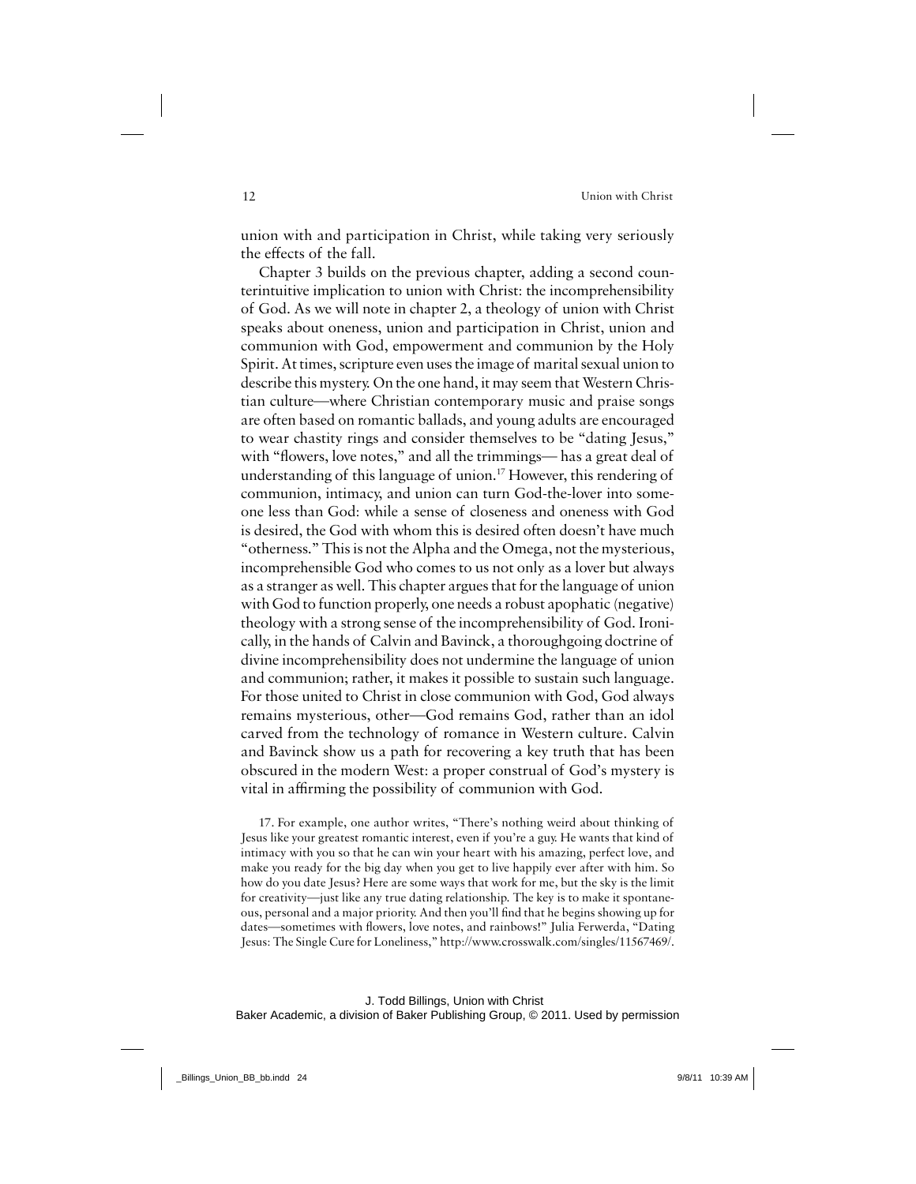union with and participation in Christ, while taking very seriously the effects of the fall.

Chapter 3 builds on the previous chapter, adding a second counterintuitive implication to union with Christ: the incomprehensibility of God. As we will note in chapter 2, a theology of union with Christ speaks about oneness, union and participation in Christ, union and communion with God, empowerment and communion by the Holy Spirit. At times, scripture even uses the image of marital sexual union to describe this mystery. On the one hand, it may seem that Western Christian culture—where Christian contemporary music and praise songs are often based on romantic ballads, and young adults are encouraged to wear chastity rings and consider themselves to be "dating Jesus," with "flowers, love notes," and all the trimmings— has a great deal of understanding of this language of union.[17] However, this rendering of communion, intimacy, and union can turn God-the-lover into someone less than God: while a sense of closeness and oneness with God is desired, the God with whom this is desired often doesn't have much "otherness." This is not the Alpha and the Omega, not the mysterious, incomprehensible God who comes to us not only as a lover but always as a stranger as well. This chapter argues that for the language of union with God to function properly, one needs a robust apophatic (negative) theology with a strong sense of the incomprehensibility of God. Ironically, in the hands of Calvin and Bavinck, a thoroughgoing doctrine of divine incomprehensibility does not undermine the language of union and communion; rather, it makes it possible to sustain such language. For those united to Christ in close communion with God, God always remains mysterious, other—God remains God, rather than an idol carved from the technology of romance in Western culture. Calvin and Bavinck show us a path for recovering a key truth that has been obscured in the modern West: a proper construal of God's mystery is vital in affirming the possibility of communion with God.

17. For example, one author writes, "There's nothing weird about thinking of Jesus like your greatest romantic interest, even if you're a guy. He wants that kind of intimacy with you so that he can win your heart with his amazing, perfect love, and make you ready for the big day when you get to live happily ever after with him. So how do you date Jesus? Here are some ways that work for me, but the sky is the limit for creativity—just like any true dating relationship. The key is to make it spontaneous, personal and a major priority. And then you'll find that he begins showing up for dates—sometimes with flowers, love notes, and rainbows!" Julia Ferwerda, "Dating Jesus: The Single Cure for Loneliness," http://www.crosswalk.com/singles/11567469/.

J. Todd Billings, Union with Christ
Baker Academic, a division of Baker Publishing Group, © 2011. Used by permission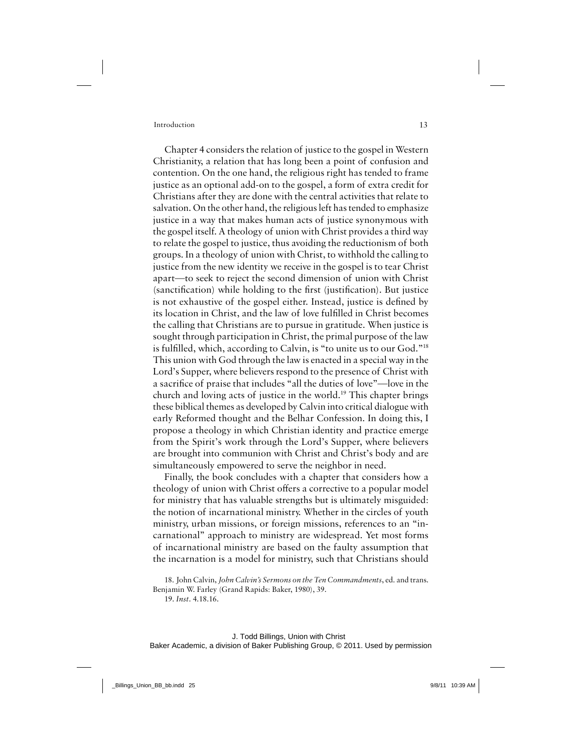Chapter 4 considers the relation of justice to the gospel in Western Christianity, a relation that has long been a point of confusion and contention. On the one hand, the religious right has tended to frame justice as an optional add-on to the gospel, a form of extra credit for Christians after they are done with the central activities that relate to salvation. On the other hand, the religious left has tended to emphasize justice in a way that makes human acts of justice synonymous with the gospel itself. A theology of union with Christ provides a third way to relate the gospel to justice, thus avoiding the reductionism of both groups. In a theology of union with Christ, to withhold the calling to justice from the new identity we receive in the gospel is to tear Christ apart—to seek to reject the second dimension of union with Christ (sanctification) while holding to the first (justification). But justice is not exhaustive of the gospel either. Instead, justice is defined by its location in Christ, and the law of love fulfilled in Christ becomes the calling that Christians are to pursue in gratitude. When justice is sought through participation in Christ, the primal purpose of the law is fulfilled, which, according to Calvin, is "to unite us to our God."[18] This union with God through the law is enacted in a special way in the Lord's Supper, where believers respond to the presence of Christ with a sacrifice of praise that includes "all the duties of love"—love in the church and loving acts of justice in the world.[19] This chapter brings these biblical themes as developed by Calvin into critical dialogue with early Reformed thought and the Belhar Confession. In doing this, I propose a theology in which Christian identity and practice emerge from the Spirit's work through the Lord's Supper, where believers are brought into communion with Christ and Christ's body and are simultaneously empowered to serve the neighbor in need.

Finally, the book concludes with a chapter that considers how a theology of union with Christ offers a corrective to a popular model for ministry that has valuable strengths but is ultimately misguided: the notion of incarnational ministry. Whether in the circles of youth ministry, urban missions, or foreign missions, references to an "incarnational" approach to ministry are widespread. Yet most forms of incarnational ministry are based on the faulty assumption that the incarnation is a model for ministry, such that Christians should

18. John Calvin, *John Calvin's Sermons on the Ten Commandments*, ed. and trans. Benjamin W. Farley (Grand Rapids: Baker, 1980), 39.

19. *Inst*. 4.18.16.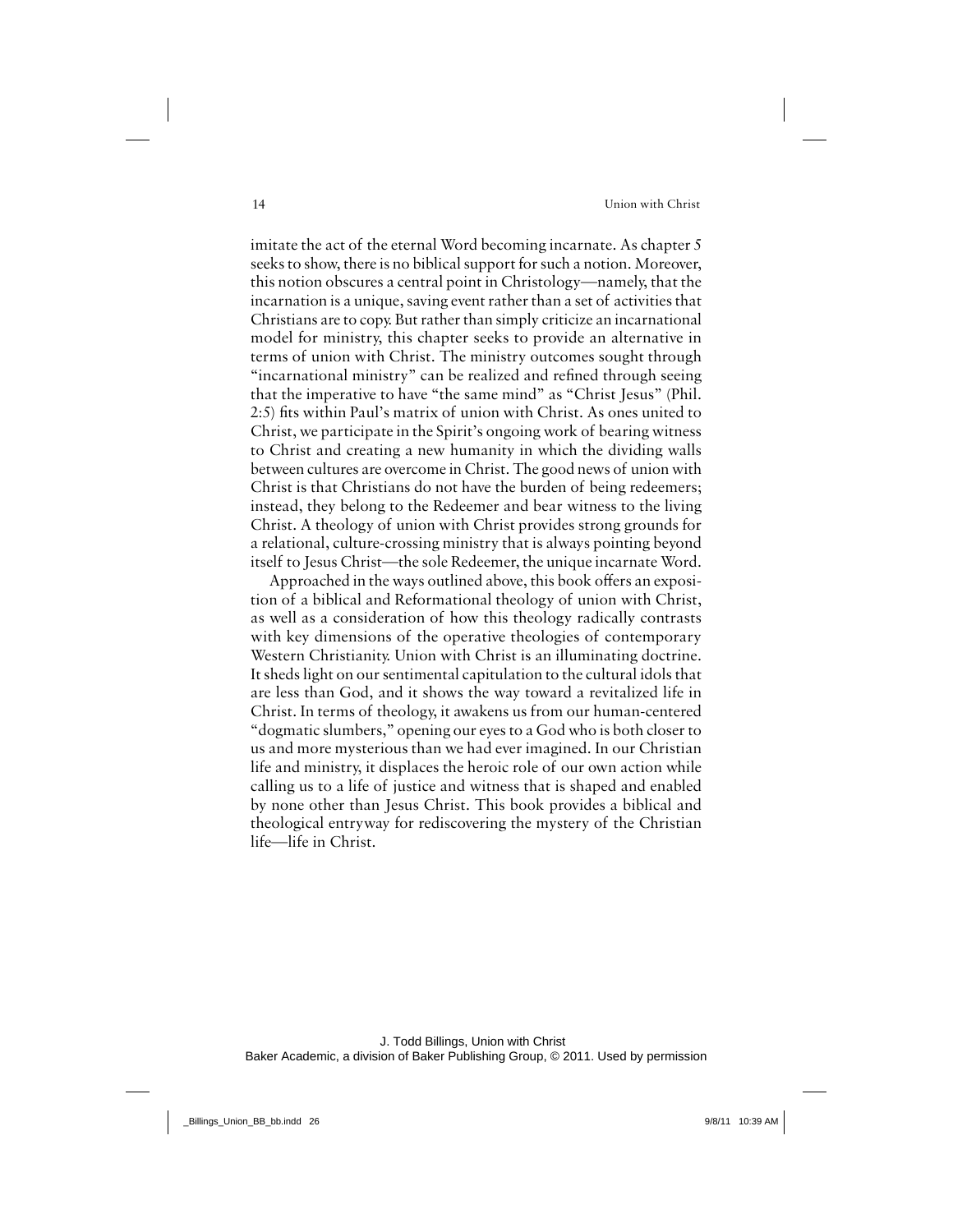imitate the act of the eternal Word becoming incarnate. As chapter 5 seeks to show, there is no biblical support for such a notion. Moreover, this notion obscures a central point in Christology—namely, that the incarnation is a unique, saving event rather than a set of activities that Christians are to copy. But rather than simply criticize an incarnational model for ministry, this chapter seeks to provide an alternative in terms of union with Christ. The ministry outcomes sought through "incarnational ministry" can be realized and refined through seeing that the imperative to have "the same mind" as "Christ Jesus" (Phil. 2:5) fits within Paul's matrix of union with Christ. As ones united to Christ, we participate in the Spirit's ongoing work of bearing witness to Christ and creating a new humanity in which the dividing walls between cultures are overcome in Christ. The good news of union with Christ is that Christians do not have the burden of being redeemers; instead, they belong to the Redeemer and bear witness to the living Christ. A theology of union with Christ provides strong grounds for a relational, culture-crossing ministry that is always pointing beyond itself to Jesus Christ—the sole Redeemer, the unique incarnate Word.

Approached in the ways outlined above, this book offers an exposition of a biblical and Reformational theology of union with Christ, as well as a consideration of how this theology radically contrasts with key dimensions of the operative theologies of contemporary Western Christianity. Union with Christ is an illuminating doctrine. It sheds light on our sentimental capitulation to the cultural idols that are less than God, and it shows the way toward a revitalized life in Christ. In terms of theology, it awakens us from our human-centered "dogmatic slumbers," opening our eyes to a God who is both closer to us and more mysterious than we had ever imagined. In our Christian life and ministry, it displaces the heroic role of our own action while calling us to a life of justice and witness that is shaped and enabled by none other than Jesus Christ. This book provides a biblical and theological entryway for rediscovering the mystery of the Christian life—life in Christ.

J. Todd Billings, Union with Christ
Baker Academic, a division of Baker Publishing Group, © 2011. Used by permission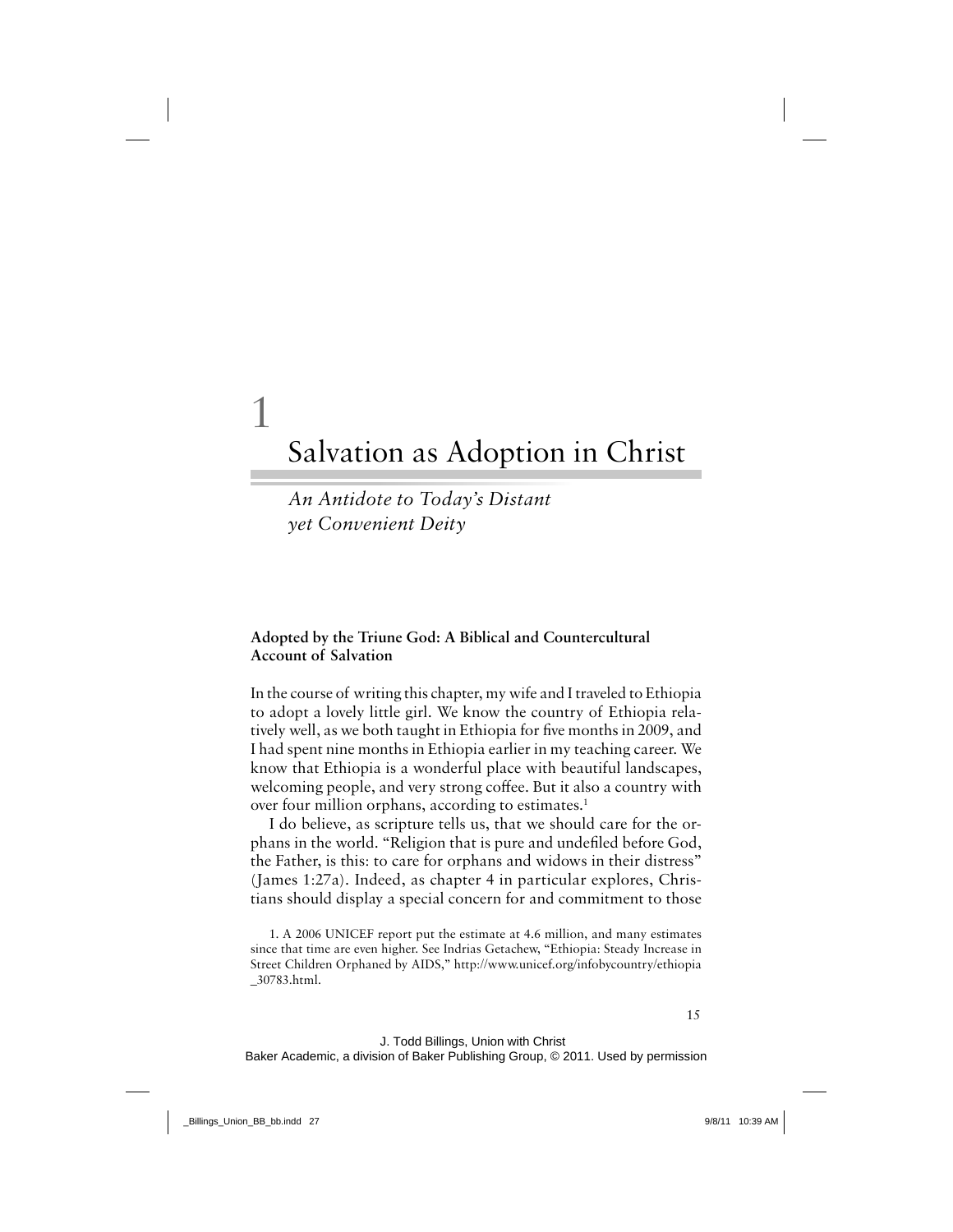# 1 Salvation as Adoption in Christ

*An Antidote to Today's Distant yet Convenient Deity*

### Adopted by the Triune God: A Biblical and Countercultural Account of Salvation

In the course of writing this chapter, my wife and I traveled to Ethiopia to adopt a lovely little girl. We know the country of Ethiopia relatively well, as we both taught in Ethiopia for five months in 2009, and I had spent nine months in Ethiopia earlier in my teaching career. We know that Ethiopia is a wonderful place with beautiful landscapes, welcoming people, and very strong coffee. But it also a country with over four million orphans, according to estimates.[1]

I do believe, as scripture tells us, that we should care for the orphans in the world. "Religion that is pure and undefiled before God, the Father, is this: to care for orphans and widows in their distress" (James 1:27a). Indeed, as chapter 4 in particular explores, Christians should display a special concern for and commitment to those

1. A 2006 UNICEF report put the estimate at 4.6 million, and many estimates since that time are even higher. See Indrias Getachew, "Ethiopia: Steady Increase in Street Children Orphaned by AIDS," http://www.unicef.org/infobycountry/ethiopia_30783.html.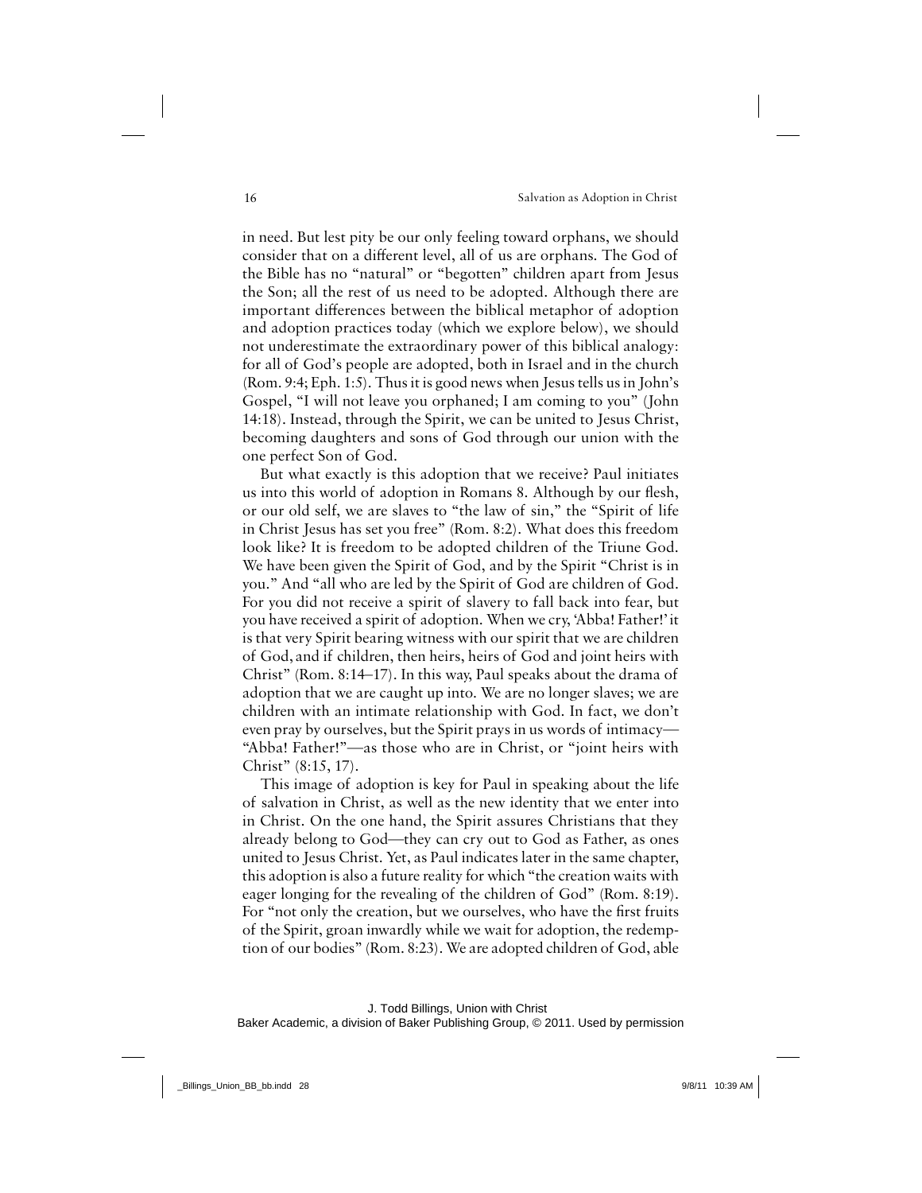in need. But lest pity be our only feeling toward orphans, we should consider that on a different level, all of us are orphans. The God of the Bible has no "natural" or "begotten" children apart from Jesus the Son; all the rest of us need to be adopted. Although there are important differences between the biblical metaphor of adoption and adoption practices today (which we explore below), we should not underestimate the extraordinary power of this biblical analogy: for all of God's people are adopted, both in Israel and in the church (Rom. 9:4; Eph. 1:5). Thus it is good news when Jesus tells us in John's Gospel, "I will not leave you orphaned; I am coming to you" (John 14:18). Instead, through the Spirit, we can be united to Jesus Christ, becoming daughters and sons of God through our union with the one perfect Son of God.

But what exactly is this adoption that we receive? Paul initiates us into this world of adoption in Romans 8. Although by our flesh, or our old self, we are slaves to "the law of sin," the "Spirit of life in Christ Jesus has set you free" (Rom. 8:2). What does this freedom look like? It is freedom to be adopted children of the Triune God. We have been given the Spirit of God, and by the Spirit "Christ is in you." And "all who are led by the Spirit of God are children of God. For you did not receive a spirit of slavery to fall back into fear, but you have received a spirit of adoption. When we cry, 'Abba! Father!' it is that very Spirit bearing witness with our spirit that we are children of God, and if children, then heirs, heirs of God and joint heirs with Christ" (Rom. 8:14–17). In this way, Paul speaks about the drama of adoption that we are caught up into. We are no longer slaves; we are children with an intimate relationship with God. In fact, we don't even pray by ourselves, but the Spirit prays in us words of intimacy—"Abba! Father!"—as those who are in Christ, or "joint heirs with Christ" (8:15, 17).

This image of adoption is key for Paul in speaking about the life of salvation in Christ, as well as the new identity that we enter into in Christ. On the one hand, the Spirit assures Christians that they already belong to God—they can cry out to God as Father, as ones united to Jesus Christ. Yet, as Paul indicates later in the same chapter, this adoption is also a future reality for which "the creation waits with eager longing for the revealing of the children of God" (Rom. 8:19). For "not only the creation, but we ourselves, who have the first fruits of the Spirit, groan inwardly while we wait for adoption, the redemption of our bodies" (Rom. 8:23). We are adopted children of God, able

J. Todd Billings, Union with Christ
Baker Academic, a division of Baker Publishing Group, © 2011. Used by permission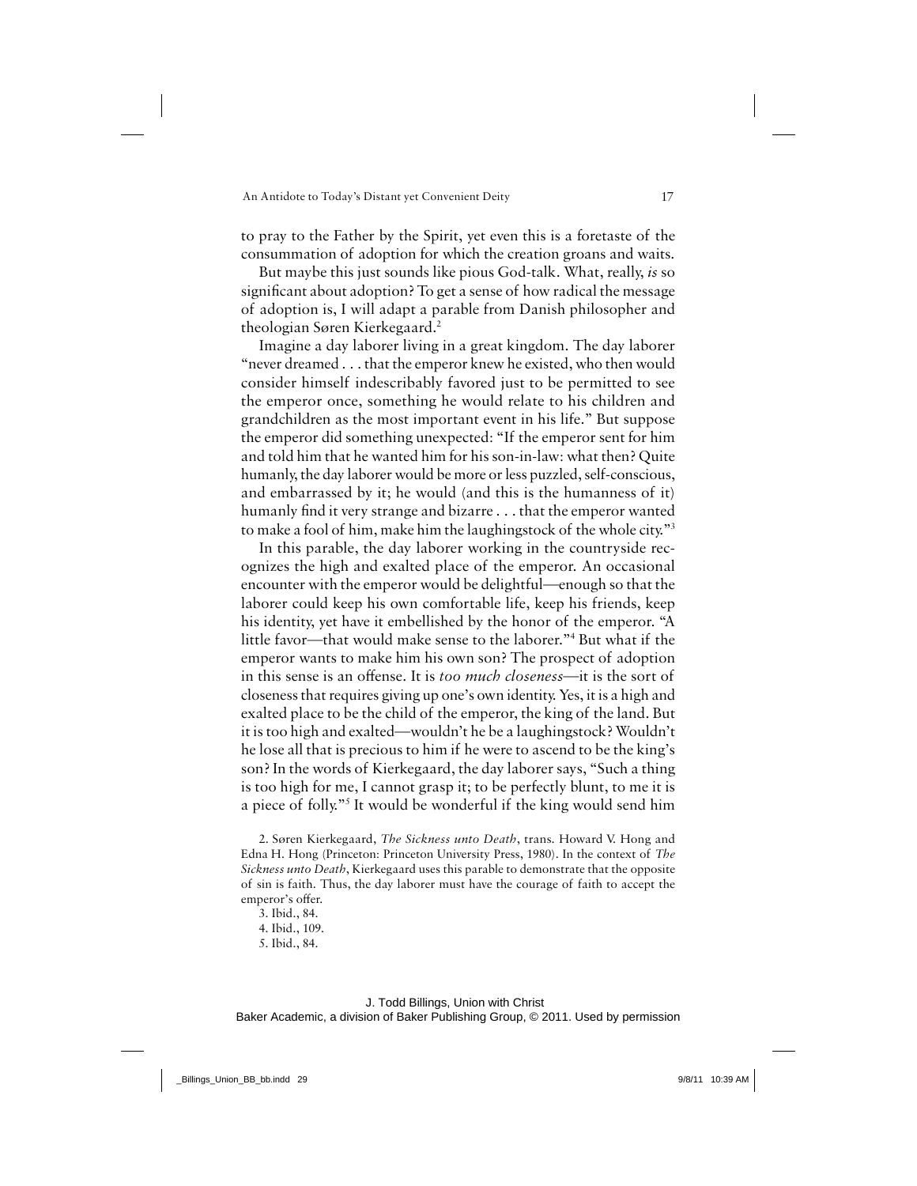to pray to the Father by the Spirit, yet even this is a foretaste of the consummation of adoption for which the creation groans and waits.

But maybe this just sounds like pious God-talk. What, really, *is* so significant about adoption? To get a sense of how radical the message of adoption is, I will adapt a parable from Danish philosopher and theologian Søren Kierkegaard.[2]

Imagine a day laborer living in a great kingdom. The day laborer "never dreamed . . . that the emperor knew he existed, who then would consider himself indescribably favored just to be permitted to see the emperor once, something he would relate to his children and grandchildren as the most important event in his life." But suppose the emperor did something unexpected: "If the emperor sent for him and told him that he wanted him for his son-in-law: what then? Quite humanly, the day laborer would be more or less puzzled, self-conscious, and embarrassed by it; he would (and this is the humanness of it) humanly find it very strange and bizarre . . . that the emperor wanted to make a fool of him, make him the laughingstock of the whole city."[3]

In this parable, the day laborer working in the countryside recognizes the high and exalted place of the emperor. An occasional encounter with the emperor would be delightful—enough so that the laborer could keep his own comfortable life, keep his friends, keep his identity, yet have it embellished by the honor of the emperor. "A little favor—that would make sense to the laborer."[4] But what if the emperor wants to make him his own son? The prospect of adoption in this sense is an offense. It is *too much closeness*—it is the sort of closeness that requires giving up one's own identity. Yes, it is a high and exalted place to be the child of the emperor, the king of the land. But it is too high and exalted—wouldn't he be a laughingstock? Wouldn't he lose all that is precious to him if he were to ascend to be the king's son? In the words of Kierkegaard, the day laborer says, "Such a thing is too high for me, I cannot grasp it; to be perfectly blunt, to me it is a piece of folly."[5] It would be wonderful if the king would send him

2. Søren Kierkegaard, *The Sickness unto Death*, trans. Howard V. Hong and Edna H. Hong (Princeton: Princeton University Press, 1980). In the context of *The Sickness unto Death*, Kierkegaard uses this parable to demonstrate that the opposite of sin is faith. Thus, the day laborer must have the courage of faith to accept the emperor's offer.

3. Ibid., 84.

4. Ibid., 109.

5. Ibid., 84.

J. Todd Billings, Union with Christ
Baker Academic, a division of Baker Publishing Group, © 2011. Used by permission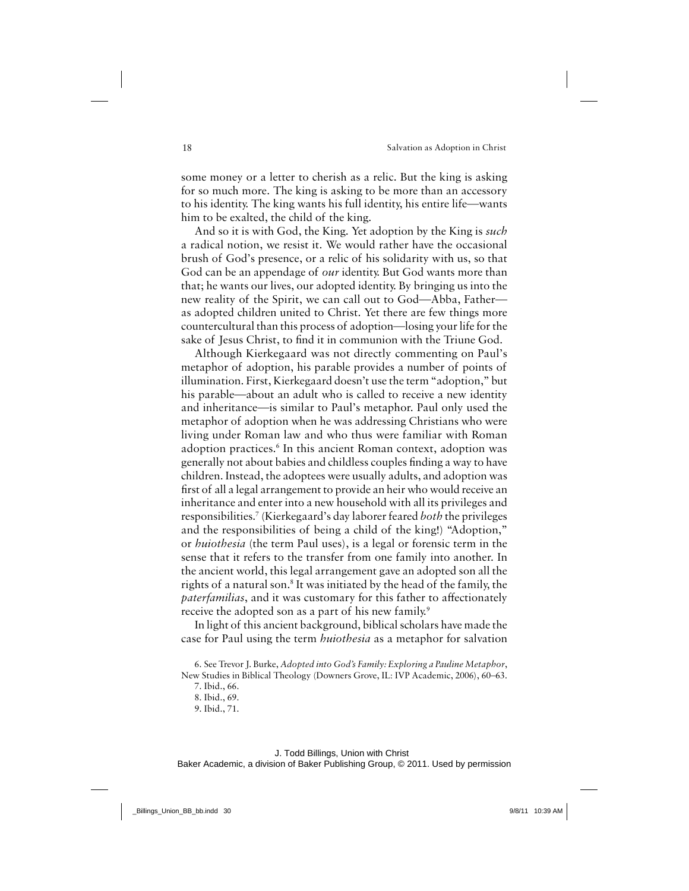some money or a letter to cherish as a relic. But the king is asking for so much more. The king is asking to be more than an accessory to his identity. The king wants his full identity, his entire life—wants him to be exalted, the child of the king.

And so it is with God, the King. Yet adoption by the King is *such* a radical notion, we resist it. We would rather have the occasional brush of God's presence, or a relic of his solidarity with us, so that God can be an appendage of *our* identity. But God wants more than that; he wants our lives, our adopted identity. By bringing us into the new reality of the Spirit, we can call out to God—Abba, Father—as adopted children united to Christ. Yet there are few things more countercultural than this process of adoption—losing your life for the sake of Jesus Christ, to find it in communion with the Triune God.

Although Kierkegaard was not directly commenting on Paul's metaphor of adoption, his parable provides a number of points of illumination. First, Kierkegaard doesn't use the term "adoption," but his parable—about an adult who is called to receive a new identity and inheritance—is similar to Paul's metaphor. Paul only used the metaphor of adoption when he was addressing Christians who were living under Roman law and who thus were familiar with Roman adoption practices.[6] In this ancient Roman context, adoption was generally not about babies and childless couples finding a way to have children. Instead, the adoptees were usually adults, and adoption was first of all a legal arrangement to provide an heir who would receive an inheritance and enter into a new household with all its privileges and responsibilities.[7] (Kierkegaard's day laborer feared *both* the privileges and the responsibilities of being a child of the king!) "Adoption," or *huiothesia* (the term Paul uses), is a legal or forensic term in the sense that it refers to the transfer from one family into another. In the ancient world, this legal arrangement gave an adopted son all the rights of a natural son.[8] It was initiated by the head of the family, the *paterfamilias*, and it was customary for this father to affectionately receive the adopted son as a part of his new family.[9]

In light of this ancient background, biblical scholars have made the case for Paul using the term *huiothesia* as a metaphor for salvation

6. See Trevor J. Burke, *Adopted into God's Family: Exploring a Pauline Metaphor*, New Studies in Biblical Theology (Downers Grove, IL: IVP Academic, 2006), 60–63.

7. Ibid., 66.

8. Ibid., 69.

9. Ibid., 71.

J. Todd Billings, Union with Christ
Baker Academic, a division of Baker Publishing Group, © 2011. Used by permission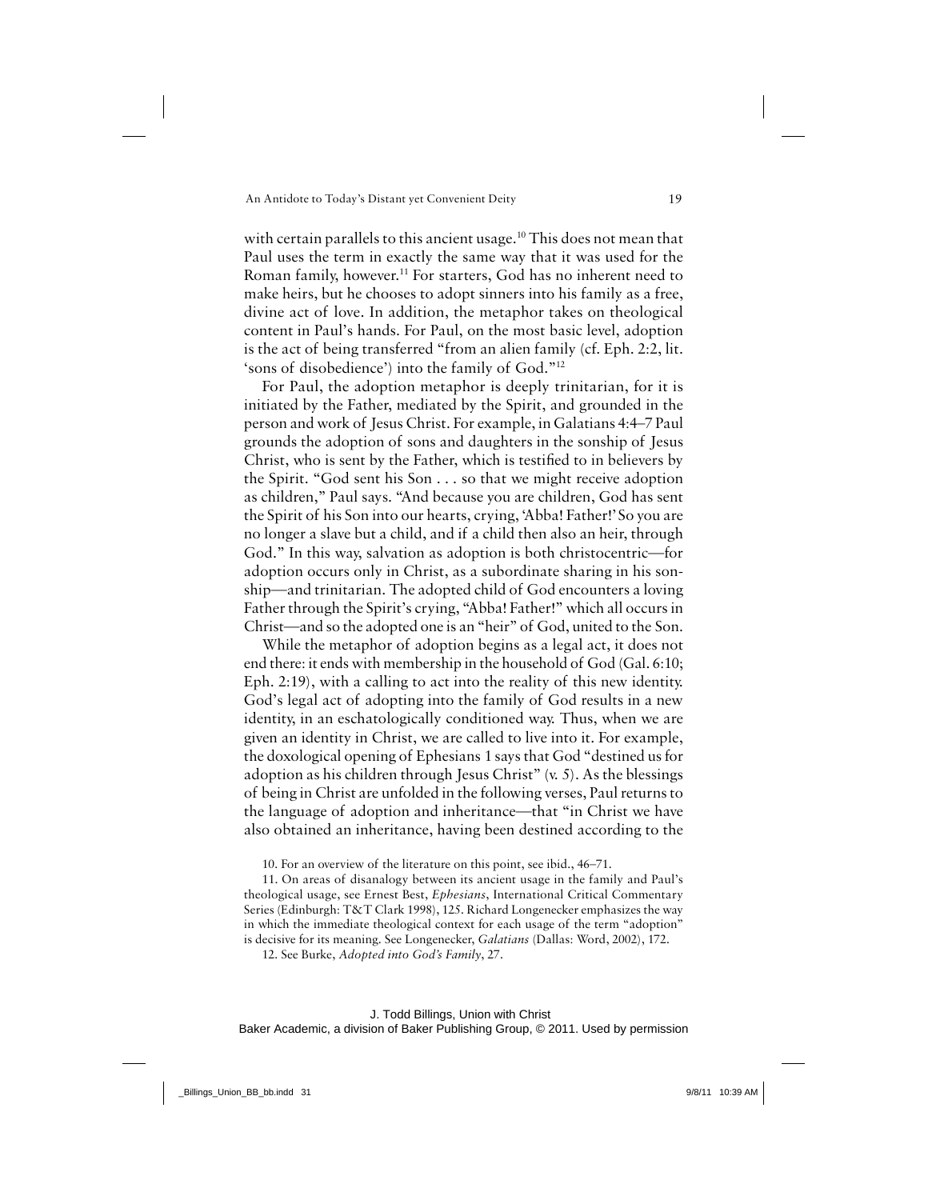with certain parallels to this ancient usage.[10] This does not mean that Paul uses the term in exactly the same way that it was used for the Roman family, however.[11] For starters, God has no inherent need to make heirs, but he chooses to adopt sinners into his family as a free, divine act of love. In addition, the metaphor takes on theological content in Paul's hands. For Paul, on the most basic level, adoption is the act of being transferred "from an alien family (cf. Eph. 2:2, lit. 'sons of disobedience') into the family of God."[12]

For Paul, the adoption metaphor is deeply trinitarian, for it is initiated by the Father, mediated by the Spirit, and grounded in the person and work of Jesus Christ. For example, in Galatians 4:4–7 Paul grounds the adoption of sons and daughters in the sonship of Jesus Christ, who is sent by the Father, which is testified to in believers by the Spirit. "God sent his Son . . . so that we might receive adoption as children," Paul says. "And because you are children, God has sent the Spirit of his Son into our hearts, crying, 'Abba! Father!' So you are no longer a slave but a child, and if a child then also an heir, through God." In this way, salvation as adoption is both christocentric—for adoption occurs only in Christ, as a subordinate sharing in his sonship—and trinitarian. The adopted child of God encounters a loving Father through the Spirit's crying, "Abba! Father!" which all occurs in Christ—and so the adopted one is an "heir" of God, united to the Son.

While the metaphor of adoption begins as a legal act, it does not end there: it ends with membership in the household of God (Gal. 6:10; Eph. 2:19), with a calling to act into the reality of this new identity. God's legal act of adopting into the family of God results in a new identity, in an eschatologically conditioned way. Thus, when we are given an identity in Christ, we are called to live into it. For example, the doxological opening of Ephesians 1 says that God "destined us for adoption as his children through Jesus Christ" (v. 5). As the blessings of being in Christ are unfolded in the following verses, Paul returns to the language of adoption and inheritance—that "in Christ we have also obtained an inheritance, having been destined according to the

10. For an overview of the literature on this point, see ibid., 46–71.

11. On areas of disanalogy between its ancient usage in the family and Paul's theological usage, see Ernest Best, *Ephesians*, International Critical Commentary Series (Edinburgh: T&T Clark 1998), 125. Richard Longenecker emphasizes the way in which the immediate theological context for each usage of the term "adoption" is decisive for its meaning. See Longenecker, *Galatians* (Dallas: Word, 2002), 172.

12. See Burke, *Adopted into God's Family*, 27.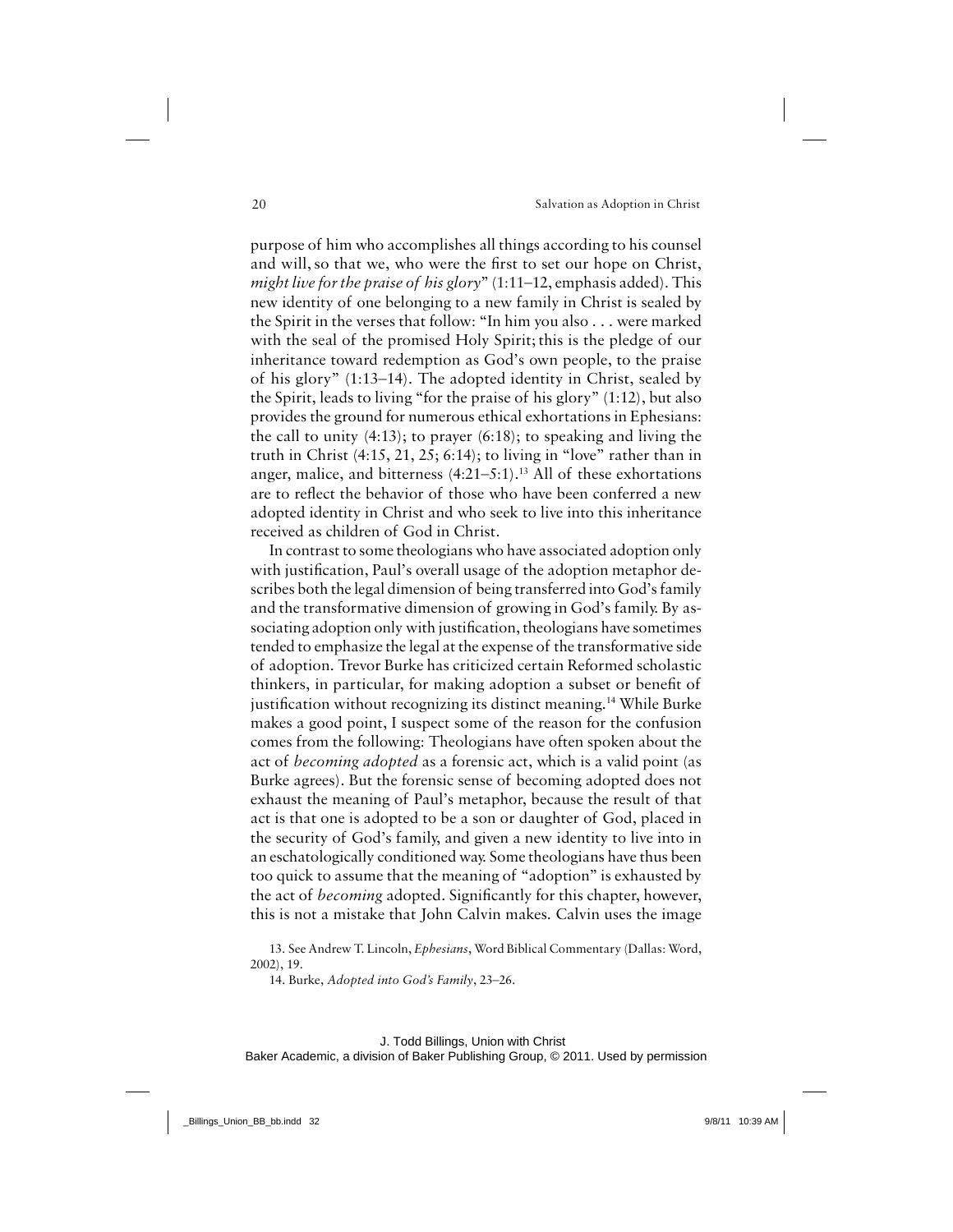purpose of him who accomplishes all things according to his counsel and will, so that we, who were the first to set our hope on Christ, *might live for the praise of his glory*" (1:11–12, emphasis added). This new identity of one belonging to a new family in Christ is sealed by the Spirit in the verses that follow: "In him you also . . . were marked with the seal of the promised Holy Spirit; this is the pledge of our inheritance toward redemption as God's own people, to the praise of his glory" (1:13–14). The adopted identity in Christ, sealed by the Spirit, leads to living "for the praise of his glory" (1:12), but also provides the ground for numerous ethical exhortations in Ephesians: the call to unity (4:13); to prayer (6:18); to speaking and living the truth in Christ (4:15, 21, 25; 6:14); to living in "love" rather than in anger, malice, and bitterness (4:21–5:1).[13] All of these exhortations are to reflect the behavior of those who have been conferred a new adopted identity in Christ and who seek to live into this inheritance received as children of God in Christ.

In contrast to some theologians who have associated adoption only with justification, Paul's overall usage of the adoption metaphor describes both the legal dimension of being transferred into God's family and the transformative dimension of growing in God's family. By associating adoption only with justification, theologians have sometimes tended to emphasize the legal at the expense of the transformative side of adoption. Trevor Burke has criticized certain Reformed scholastic thinkers, in particular, for making adoption a subset or benefit of justification without recognizing its distinct meaning.[14] While Burke makes a good point, I suspect some of the reason for the confusion comes from the following: Theologians have often spoken about the act of *becoming adopted* as a forensic act, which is a valid point (as Burke agrees). But the forensic sense of becoming adopted does not exhaust the meaning of Paul's metaphor, because the result of that act is that one is adopted to be a son or daughter of God, placed in the security of God's family, and given a new identity to live into in an eschatologically conditioned way. Some theologians have thus been too quick to assume that the meaning of "adoption" is exhausted by the act of *becoming* adopted. Significantly for this chapter, however, this is not a mistake that John Calvin makes. Calvin uses the image

13. See Andrew T. Lincoln, *Ephesians*, Word Biblical Commentary (Dallas: Word, 2002), 19.

14. Burke, *Adopted into God's Family*, 23–26.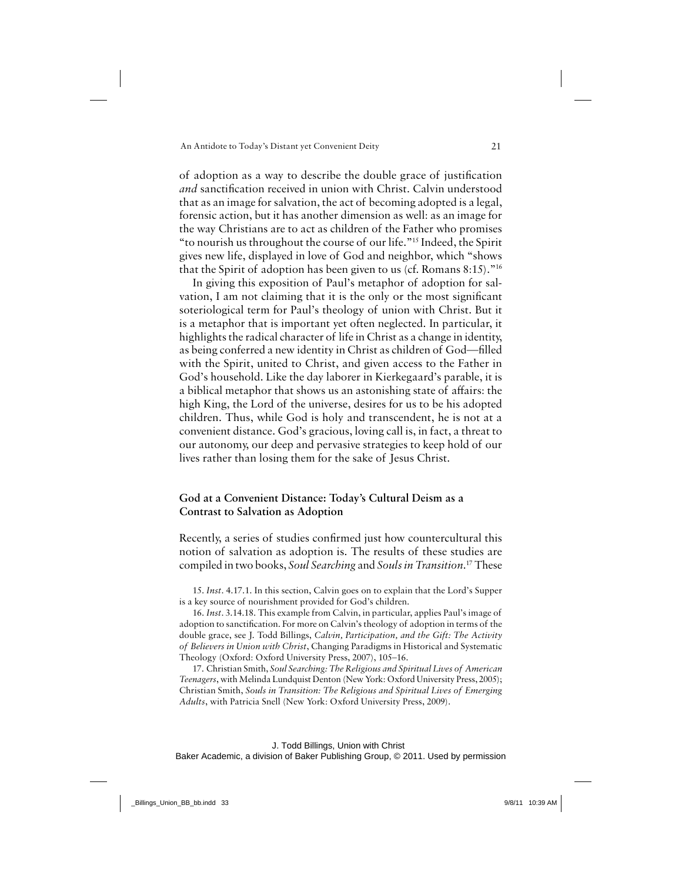of adoption as a way to describe the double grace of justification *and* sanctification received in union with Christ. Calvin understood that as an image for salvation, the act of becoming adopted is a legal, forensic action, but it has another dimension as well: as an image for the way Christians are to act as children of the Father who promises "to nourish us throughout the course of our life."[15] Indeed, the Spirit gives new life, displayed in love of God and neighbor, which "shows that the Spirit of adoption has been given to us (cf. Romans 8:15)."[16]

In giving this exposition of Paul's metaphor of adoption for salvation, I am not claiming that it is the only or the most significant soteriological term for Paul's theology of union with Christ. But it is a metaphor that is important yet often neglected. In particular, it highlights the radical character of life in Christ as a change in identity, as being conferred a new identity in Christ as children of God—filled with the Spirit, united to Christ, and given access to the Father in God's household. Like the day laborer in Kierkegaard's parable, it is a biblical metaphor that shows us an astonishing state of affairs: the high King, the Lord of the universe, desires for us to be his adopted children. Thus, while God is holy and transcendent, he is not at a convenient distance. God's gracious, loving call is, in fact, a threat to our autonomy, our deep and pervasive strategies to keep hold of our lives rather than losing them for the sake of Jesus Christ.

## God at a Convenient Distance: Today's Cultural Deism as a Contrast to Salvation as Adoption

Recently, a series of studies confirmed just how countercultural this notion of salvation as adoption is. The results of these studies are compiled in two books, *Soul Searching* and *Souls in Transition*.[17] These

15. *Inst*. 4.17.1. In this section, Calvin goes on to explain that the Lord's Supper is a key source of nourishment provided for God's children.

16. *Inst*. 3.14.18. This example from Calvin, in particular, applies Paul's image of adoption to sanctification. For more on Calvin's theology of adoption in terms of the double grace, see J. Todd Billings, *Calvin, Participation, and the Gift: The Activity of Believers in Union with Christ*, Changing Paradigms in Historical and Systematic Theology (Oxford: Oxford University Press, 2007), 105–16.

17. Christian Smith, *Soul Searching: The Religious and Spiritual Lives of American Teenagers*, with Melinda Lundquist Denton (New York: Oxford University Press, 2005); Christian Smith, *Souls in Transition: The Religious and Spiritual Lives of Emerging Adults*, with Patricia Snell (New York: Oxford University Press, 2009).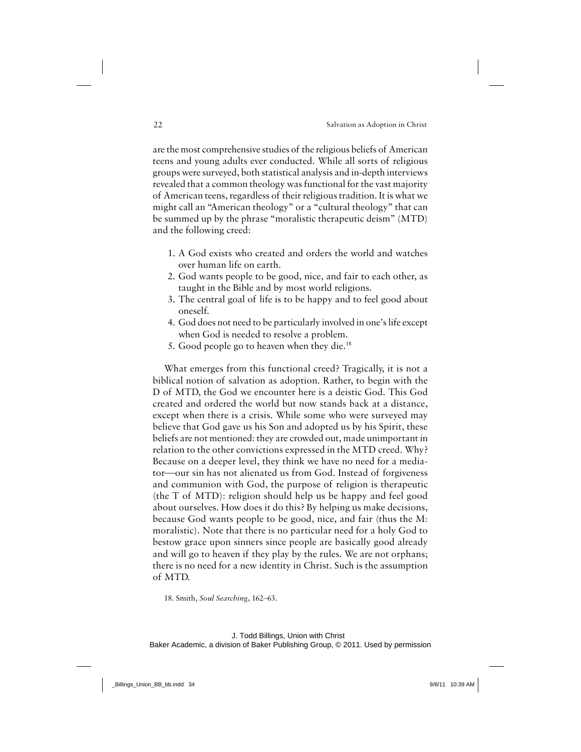are the most comprehensive studies of the religious beliefs of American teens and young adults ever conducted. While all sorts of religious groups were surveyed, both statistical analysis and in-depth interviews revealed that a common theology was functional for the vast majority of American teens, regardless of their religious tradition. It is what we might call an "American theology" or a "cultural theology" that can be summed up by the phrase "moralistic therapeutic deism" (MTD) and the following creed:

1. A God exists who created and orders the world and watches over human life on earth.
2. God wants people to be good, nice, and fair to each other, as taught in the Bible and by most world religions.
3. The central goal of life is to be happy and to feel good about oneself.
4. God does not need to be particularly involved in one's life except when God is needed to resolve a problem.
5. Good people go to heaven when they die.[18]

What emerges from this functional creed? Tragically, it is not a biblical notion of salvation as adoption. Rather, to begin with the D of MTD, the God we encounter here is a deistic God. This God created and ordered the world but now stands back at a distance, except when there is a crisis. While some who were surveyed may believe that God gave us his Son and adopted us by his Spirit, these beliefs are not mentioned: they are crowded out, made unimportant in relation to the other convictions expressed in the MTD creed. Why? Because on a deeper level, they think we have no need for a mediator—our sin has not alienated us from God. Instead of forgiveness and communion with God, the purpose of religion is therapeutic (the T of MTD): religion should help us be happy and feel good about ourselves. How does it do this? By helping us make decisions, because God wants people to be good, nice, and fair (thus the M: moralistic). Note that there is no particular need for a holy God to bestow grace upon sinners since people are basically good already and will go to heaven if they play by the rules. We are not orphans; there is no need for a new identity in Christ. Such is the assumption of MTD.

18. Smith, *Soul Searching*, 162–63.

J. Todd Billings, Union with Christ
Baker Academic, a division of Baker Publishing Group, © 2011. Used by permission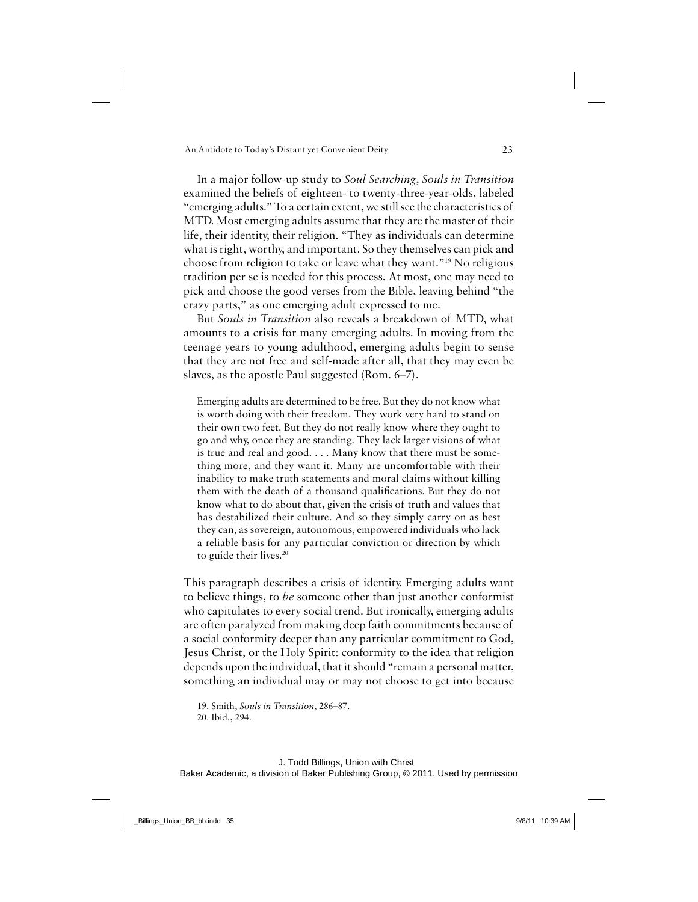In a major follow-up study to *Soul Searching*, *Souls in Transition* examined the beliefs of eighteen- to twenty-three-year-olds, labeled "emerging adults." To a certain extent, we still see the characteristics of MTD. Most emerging adults assume that they are the master of their life, their identity, their religion. "They as individuals can determine what is right, worthy, and important. So they themselves can pick and choose from religion to take or leave what they want."[19] No religious tradition per se is needed for this process. At most, one may need to pick and choose the good verses from the Bible, leaving behind "the crazy parts," as one emerging adult expressed to me.

But *Souls in Transition* also reveals a breakdown of MTD, what amounts to a crisis for many emerging adults. In moving from the teenage years to young adulthood, emerging adults begin to sense that they are not free and self-made after all, that they may even be slaves, as the apostle Paul suggested (Rom. 6–7).

> Emerging adults are determined to be free. But they do not know what is worth doing with their freedom. They work very hard to stand on their own two feet. But they do not really know where they ought to go and why, once they are standing. They lack larger visions of what is true and real and good. . . . Many know that there must be something more, and they want it. Many are uncomfortable with their inability to make truth statements and moral claims without killing them with the death of a thousand qualifications. But they do not know what to do about that, given the crisis of truth and values that has destabilized their culture. And so they simply carry on as best they can, as sovereign, autonomous, empowered individuals who lack a reliable basis for any particular conviction or direction by which to guide their lives.[20]

This paragraph describes a crisis of identity. Emerging adults want to believe things, to *be* someone other than just another conformist who capitulates to every social trend. But ironically, emerging adults are often paralyzed from making deep faith commitments because of a social conformity deeper than any particular commitment to God, Jesus Christ, or the Holy Spirit: conformity to the idea that religion depends upon the individual, that it should "remain a personal matter, something an individual may or may not choose to get into because

19. Smith, *Souls in Transition*, 286–87.
20. Ibid., 294.

J. Todd Billings, Union with Christ
Baker Academic, a division of Baker Publishing Group, © 2011. Used by permission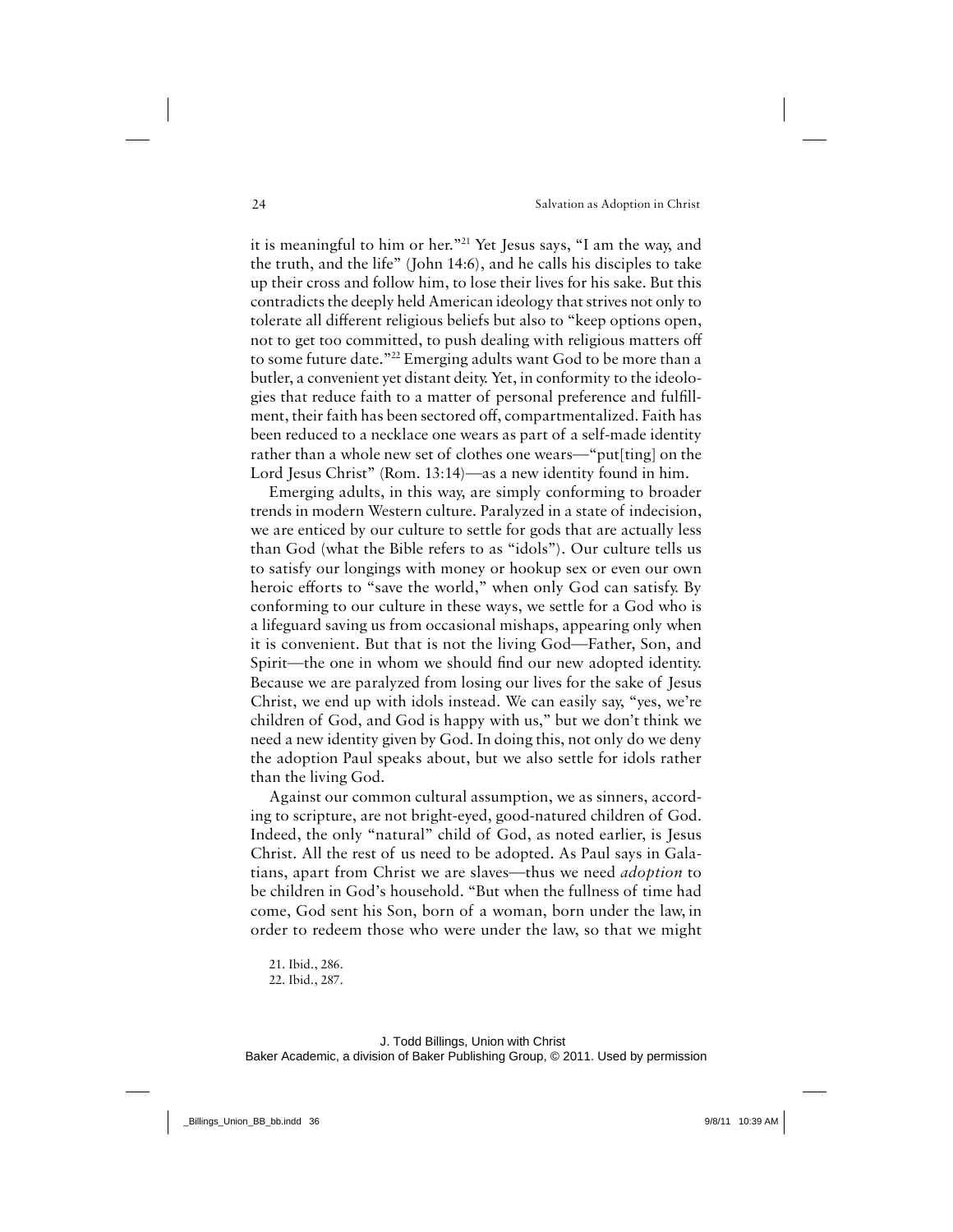it is meaningful to him or her."[21] Yet Jesus says, "I am the way, and the truth, and the life" (John 14:6), and he calls his disciples to take up their cross and follow him, to lose their lives for his sake. But this contradicts the deeply held American ideology that strives not only to tolerate all different religious beliefs but also to "keep options open, not to get too committed, to push dealing with religious matters off to some future date."[22] Emerging adults want God to be more than a butler, a convenient yet distant deity. Yet, in conformity to the ideologies that reduce faith to a matter of personal preference and fulfillment, their faith has been sectored off, compartmentalized. Faith has been reduced to a necklace one wears as part of a self-made identity rather than a whole new set of clothes one wears—"put[ting] on the Lord Jesus Christ" (Rom. 13:14)—as a new identity found in him.

Emerging adults, in this way, are simply conforming to broader trends in modern Western culture. Paralyzed in a state of indecision, we are enticed by our culture to settle for gods that are actually less than God (what the Bible refers to as "idols"). Our culture tells us to satisfy our longings with money or hookup sex or even our own heroic efforts to "save the world," when only God can satisfy. By conforming to our culture in these ways, we settle for a God who is a lifeguard saving us from occasional mishaps, appearing only when it is convenient. But that is not the living God—Father, Son, and Spirit—the one in whom we should find our new adopted identity. Because we are paralyzed from losing our lives for the sake of Jesus Christ, we end up with idols instead. We can easily say, "yes, we're children of God, and God is happy with us," but we don't think we need a new identity given by God. In doing this, not only do we deny the adoption Paul speaks about, but we also settle for idols rather than the living God.

Against our common cultural assumption, we as sinners, according to scripture, are not bright-eyed, good-natured children of God. Indeed, the only "natural" child of God, as noted earlier, is Jesus Christ. All the rest of us need to be adopted. As Paul says in Galatians, apart from Christ we are slaves—thus we need *adoption* to be children in God's household. "But when the fullness of time had come, God sent his Son, born of a woman, born under the law, in order to redeem those who were under the law, so that we might

21. Ibid., 286.
22. Ibid., 287.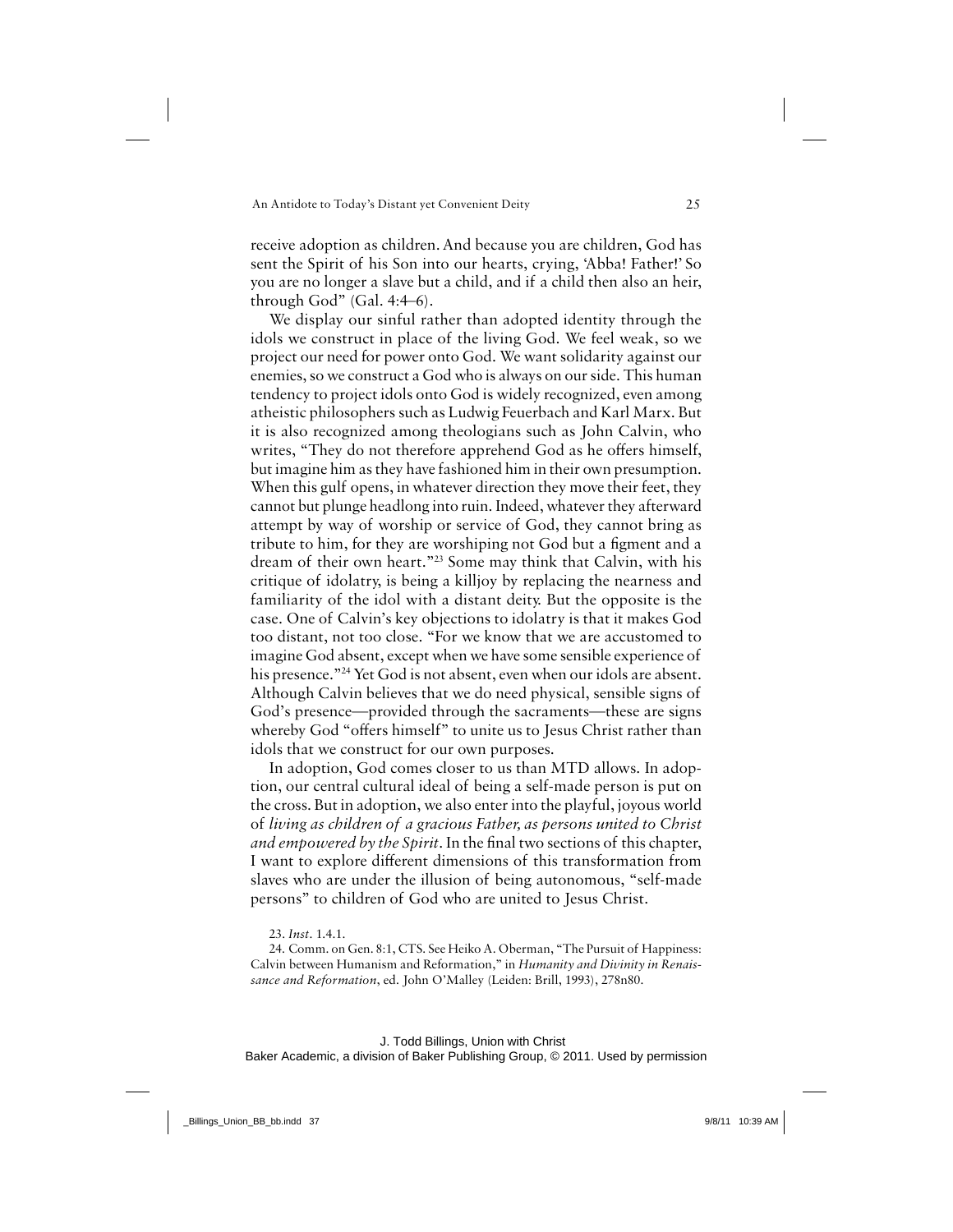receive adoption as children. And because you are children, God has sent the Spirit of his Son into our hearts, crying, 'Abba! Father!' So you are no longer a slave but a child, and if a child then also an heir, through God" (Gal. 4:4–6).

We display our sinful rather than adopted identity through the idols we construct in place of the living God. We feel weak, so we project our need for power onto God. We want solidarity against our enemies, so we construct a God who is always on our side. This human tendency to project idols onto God is widely recognized, even among atheistic philosophers such as Ludwig Feuerbach and Karl Marx. But it is also recognized among theologians such as John Calvin, who writes, "They do not therefore apprehend God as he offers himself, but imagine him as they have fashioned him in their own presumption. When this gulf opens, in whatever direction they move their feet, they cannot but plunge headlong into ruin. Indeed, whatever they afterward attempt by way of worship or service of God, they cannot bring as tribute to him, for they are worshiping not God but a figment and a dream of their own heart."[23] Some may think that Calvin, with his critique of idolatry, is being a killjoy by replacing the nearness and familiarity of the idol with a distant deity. But the opposite is the case. One of Calvin's key objections to idolatry is that it makes God too distant, not too close. "For we know that we are accustomed to imagine God absent, except when we have some sensible experience of his presence."[24] Yet God is not absent, even when our idols are absent. Although Calvin believes that we do need physical, sensible signs of God's presence—provided through the sacraments—these are signs whereby God "offers himself" to unite us to Jesus Christ rather than idols that we construct for our own purposes.

In adoption, God comes closer to us than MTD allows. In adoption, our central cultural ideal of being a self-made person is put on the cross. But in adoption, we also enter into the playful, joyous world of *living as children of a gracious Father, as persons united to Christ and empowered by the Spirit*. In the final two sections of this chapter, I want to explore different dimensions of this transformation from slaves who are under the illusion of being autonomous, "self-made persons" to children of God who are united to Jesus Christ.

23. *Inst*. 1.4.1.

24. Comm. on Gen. 8:1, CTS. See Heiko A. Oberman, "The Pursuit of Happiness: Calvin between Humanism and Reformation," in *Humanity and Divinity in Renaissance and Reformation*, ed. John O'Malley (Leiden: Brill, 1993), 278n80.

J. Todd Billings, Union with Christ
Baker Academic, a division of Baker Publishing Group, © 2011. Used by permission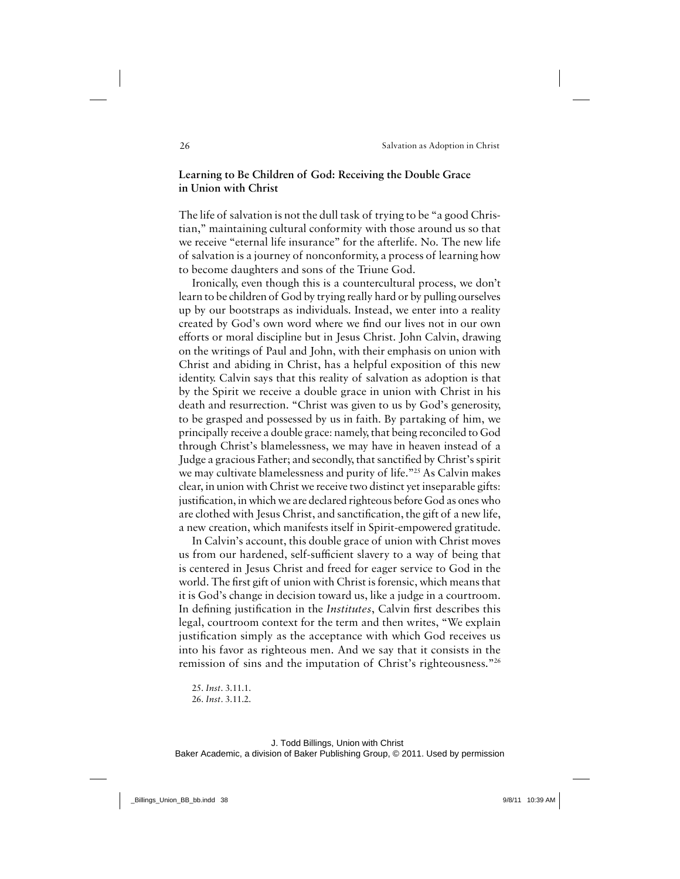### Learning to Be Children of God: Receiving the Double Grace in Union with Christ

The life of salvation is not the dull task of trying to be "a good Christian," maintaining cultural conformity with those around us so that we receive "eternal life insurance" for the afterlife. No. The new life of salvation is a journey of nonconformity, a process of learning how to become daughters and sons of the Triune God.

Ironically, even though this is a countercultural process, we don't learn to be children of God by trying really hard or by pulling ourselves up by our bootstraps as individuals. Instead, we enter into a reality created by God's own word where we find our lives not in our own efforts or moral discipline but in Jesus Christ. John Calvin, drawing on the writings of Paul and John, with their emphasis on union with Christ and abiding in Christ, has a helpful exposition of this new identity. Calvin says that this reality of salvation as adoption is that by the Spirit we receive a double grace in union with Christ in his death and resurrection. "Christ was given to us by God's generosity, to be grasped and possessed by us in faith. By partaking of him, we principally receive a double grace: namely, that being reconciled to God through Christ's blamelessness, we may have in heaven instead of a Judge a gracious Father; and secondly, that sanctified by Christ's spirit we may cultivate blamelessness and purity of life."[25] As Calvin makes clear, in union with Christ we receive two distinct yet inseparable gifts: justification, in which we are declared righteous before God as ones who are clothed with Jesus Christ, and sanctification, the gift of a new life, a new creation, which manifests itself in Spirit-empowered gratitude.

In Calvin's account, this double grace of union with Christ moves us from our hardened, self-sufficient slavery to a way of being that is centered in Jesus Christ and freed for eager service to God in the world. The first gift of union with Christ is forensic, which means that it is God's change in decision toward us, like a judge in a courtroom. In defining justification in the *Institutes*, Calvin first describes this legal, courtroom context for the term and then writes, "We explain justification simply as the acceptance with which God receives us into his favor as righteous men. And we say that it consists in the remission of sins and the imputation of Christ's righteousness."[26]

25. *Inst*. 3.11.1.
26. *Inst*. 3.11.2.

J. Todd Billings, Union with Christ
Baker Academic, a division of Baker Publishing Group, © 2011. Used by permission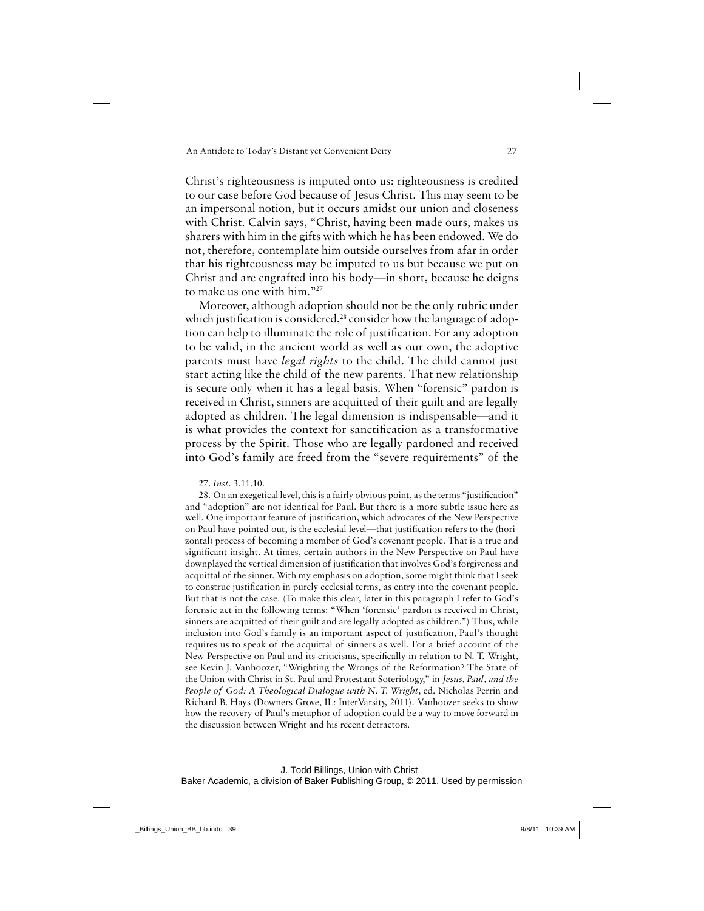Christ's righteousness is imputed onto us: righteousness is credited to our case before God because of Jesus Christ. This may seem to be an impersonal notion, but it occurs amidst our union and closeness with Christ. Calvin says, "Christ, having been made ours, makes us sharers with him in the gifts with which he has been endowed. We do not, therefore, contemplate him outside ourselves from afar in order that his righteousness may be imputed to us but because we put on Christ and are engrafted into his body—in short, because he deigns to make us one with him."[27]

Moreover, although adoption should not be the only rubric under which justification is considered,[28] consider how the language of adoption can help to illuminate the role of justification. For any adoption to be valid, in the ancient world as well as our own, the adoptive parents must have *legal rights* to the child. The child cannot just start acting like the child of the new parents. That new relationship is secure only when it has a legal basis. When "forensic" pardon is received in Christ, sinners are acquitted of their guilt and are legally adopted as children. The legal dimension is indispensable—and it is what provides the context for sanctification as a transformative process by the Spirit. Those who are legally pardoned and received into God's family are freed from the "severe requirements" of the

27. *Inst.* 3.11.10.

28. On an exegetical level, this is a fairly obvious point, as the terms "justification" and "adoption" are not identical for Paul. But there is a more subtle issue here as well. One important feature of justification, which advocates of the New Perspective on Paul have pointed out, is the ecclesial level—that justification refers to the (horizontal) process of becoming a member of God's covenant people. That is a true and significant insight. At times, certain authors in the New Perspective on Paul have downplayed the vertical dimension of justification that involves God's forgiveness and acquittal of the sinner. With my emphasis on adoption, some might think that I seek to construe justification in purely ecclesial terms, as entry into the covenant people. But that is not the case. (To make this clear, later in this paragraph I refer to God's forensic act in the following terms: "When 'forensic' pardon is received in Christ, sinners are acquitted of their guilt and are legally adopted as children.") Thus, while inclusion into God's family is an important aspect of justification, Paul's thought requires us to speak of the acquittal of sinners as well. For a brief account of the New Perspective on Paul and its criticisms, specifically in relation to N. T. Wright, see Kevin J. Vanhoozer, "Wrighting the Wrongs of the Reformation? The State of the Union with Christ in St. Paul and Protestant Soteriology," in *Jesus, Paul, and the People of God: A Theological Dialogue with N. T. Wright*, ed. Nicholas Perrin and Richard B. Hays (Downers Grove, IL: InterVarsity, 2011). Vanhoozer seeks to show how the recovery of Paul's metaphor of adoption could be a way to move forward in the discussion between Wright and his recent detractors.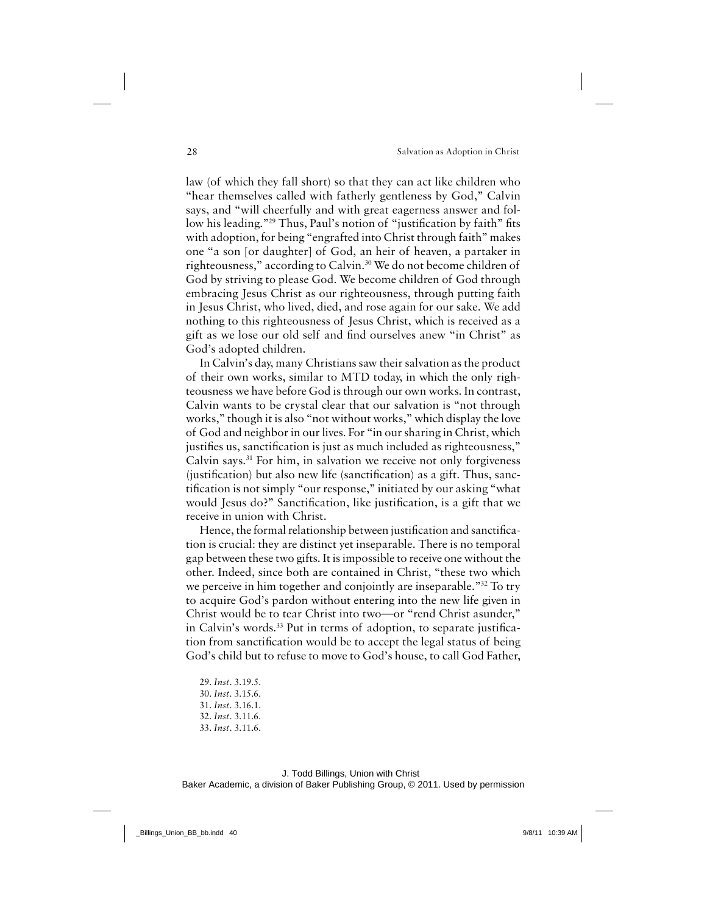law (of which they fall short) so that they can act like children who "hear themselves called with fatherly gentleness by God," Calvin says, and "will cheerfully and with great eagerness answer and follow his leading."[29] Thus, Paul's notion of "justification by faith" fits with adoption, for being "engrafted into Christ through faith" makes one "a son [or daughter] of God, an heir of heaven, a partaker in righteousness," according to Calvin.[30] We do not become children of God by striving to please God. We become children of God through embracing Jesus Christ as our righteousness, through putting faith in Jesus Christ, who lived, died, and rose again for our sake. We add nothing to this righteousness of Jesus Christ, which is received as a gift as we lose our old self and find ourselves anew "in Christ" as God's adopted children.

In Calvin's day, many Christians saw their salvation as the product of their own works, similar to MTD today, in which the only righteousness we have before God is through our own works. In contrast, Calvin wants to be crystal clear that our salvation is "not through works," though it is also "not without works," which display the love of God and neighbor in our lives. For "in our sharing in Christ, which justifies us, sanctification is just as much included as righteousness," Calvin says.[31] For him, in salvation we receive not only forgiveness (justification) but also new life (sanctification) as a gift. Thus, sanctification is not simply "our response," initiated by our asking "what would Jesus do?" Sanctification, like justification, is a gift that we receive in union with Christ.

Hence, the formal relationship between justification and sanctification is crucial: they are distinct yet inseparable. There is no temporal gap between these two gifts. It is impossible to receive one without the other. Indeed, since both are contained in Christ, "these two which we perceive in him together and conjointly are inseparable."[32] To try to acquire God's pardon without entering into the new life given in Christ would be to tear Christ into two—or "rend Christ asunder," in Calvin's words.[33] Put in terms of adoption, to separate justification from sanctification would be to accept the legal status of being God's child but to refuse to move to God's house, to call God Father,

29. *Inst*. 3.19.5.
30. *Inst*. 3.15.6.
31. *Inst*. 3.16.1.
32. *Inst*. 3.11.6.
33. *Inst*. 3.11.6.

J. Todd Billings, Union with Christ
Baker Academic, a division of Baker Publishing Group, © 2011. Used by permission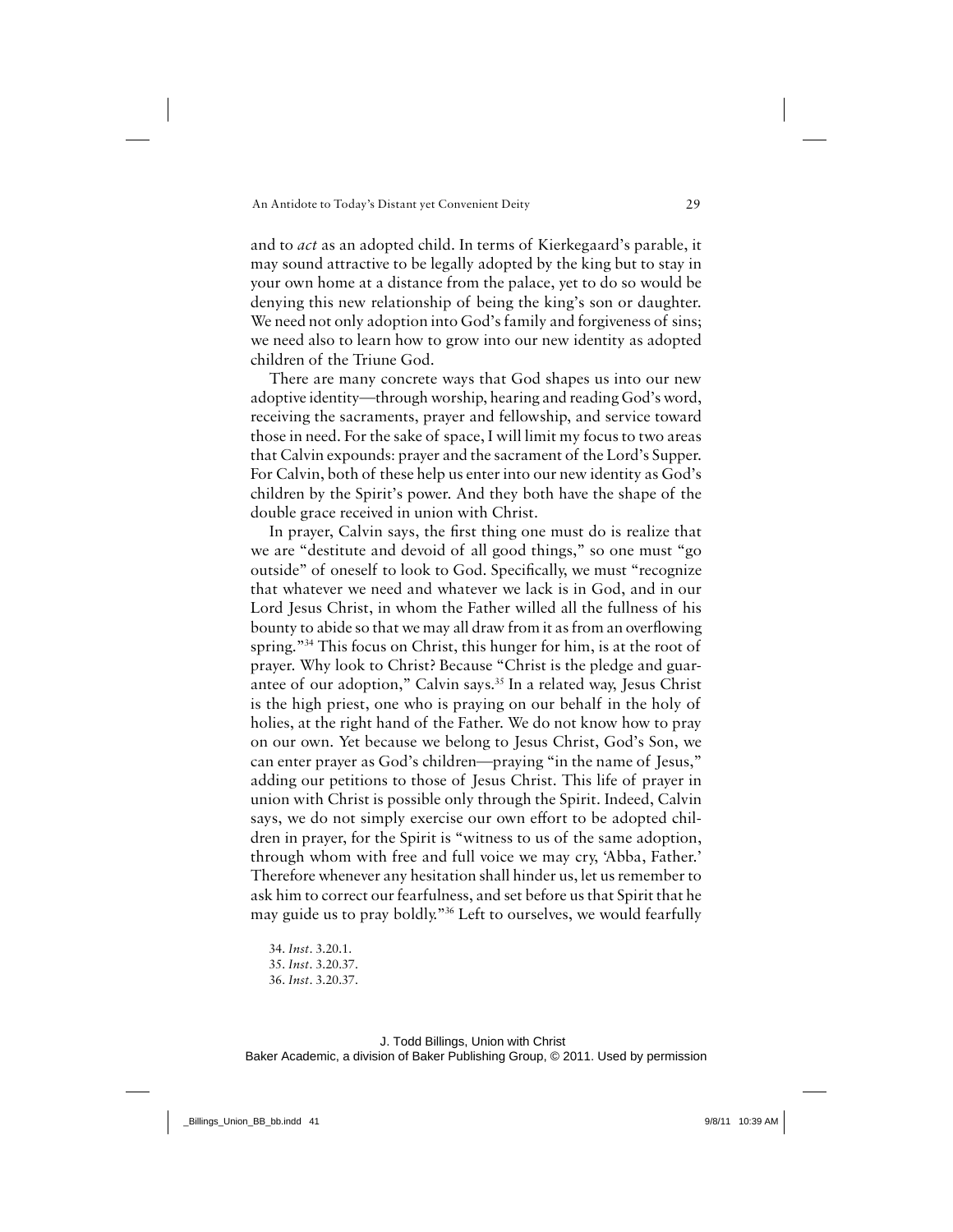and to *act* as an adopted child. In terms of Kierkegaard's parable, it may sound attractive to be legally adopted by the king but to stay in your own home at a distance from the palace, yet to do so would be denying this new relationship of being the king's son or daughter. We need not only adoption into God's family and forgiveness of sins; we need also to learn how to grow into our new identity as adopted children of the Triune God.

There are many concrete ways that God shapes us into our new adoptive identity—through worship, hearing and reading God's word, receiving the sacraments, prayer and fellowship, and service toward those in need. For the sake of space, I will limit my focus to two areas that Calvin expounds: prayer and the sacrament of the Lord's Supper. For Calvin, both of these help us enter into our new identity as God's children by the Spirit's power. And they both have the shape of the double grace received in union with Christ.

In prayer, Calvin says, the first thing one must do is realize that we are "destitute and devoid of all good things," so one must "go outside" of oneself to look to God. Specifically, we must "recognize that whatever we need and whatever we lack is in God, and in our Lord Jesus Christ, in whom the Father willed all the fullness of his bounty to abide so that we may all draw from it as from an overflowing spring."[34] This focus on Christ, this hunger for him, is at the root of prayer. Why look to Christ? Because "Christ is the pledge and guarantee of our adoption," Calvin says.[35] In a related way, Jesus Christ is the high priest, one who is praying on our behalf in the holy of holies, at the right hand of the Father. We do not know how to pray on our own. Yet because we belong to Jesus Christ, God's Son, we can enter prayer as God's children—praying "in the name of Jesus," adding our petitions to those of Jesus Christ. This life of prayer in union with Christ is possible only through the Spirit. Indeed, Calvin says, we do not simply exercise our own effort to be adopted children in prayer, for the Spirit is "witness to us of the same adoption, through whom with free and full voice we may cry, 'Abba, Father.' Therefore whenever any hesitation shall hinder us, let us remember to ask him to correct our fearfulness, and set before us that Spirit that he may guide us to pray boldly."[36] Left to ourselves, we would fearfully

34. *Inst*. 3.20.1.
35. *Inst*. 3.20.37.
36. *Inst*. 3.20.37.

J. Todd Billings, Union with Christ
Baker Academic, a division of Baker Publishing Group, © 2011. Used by permission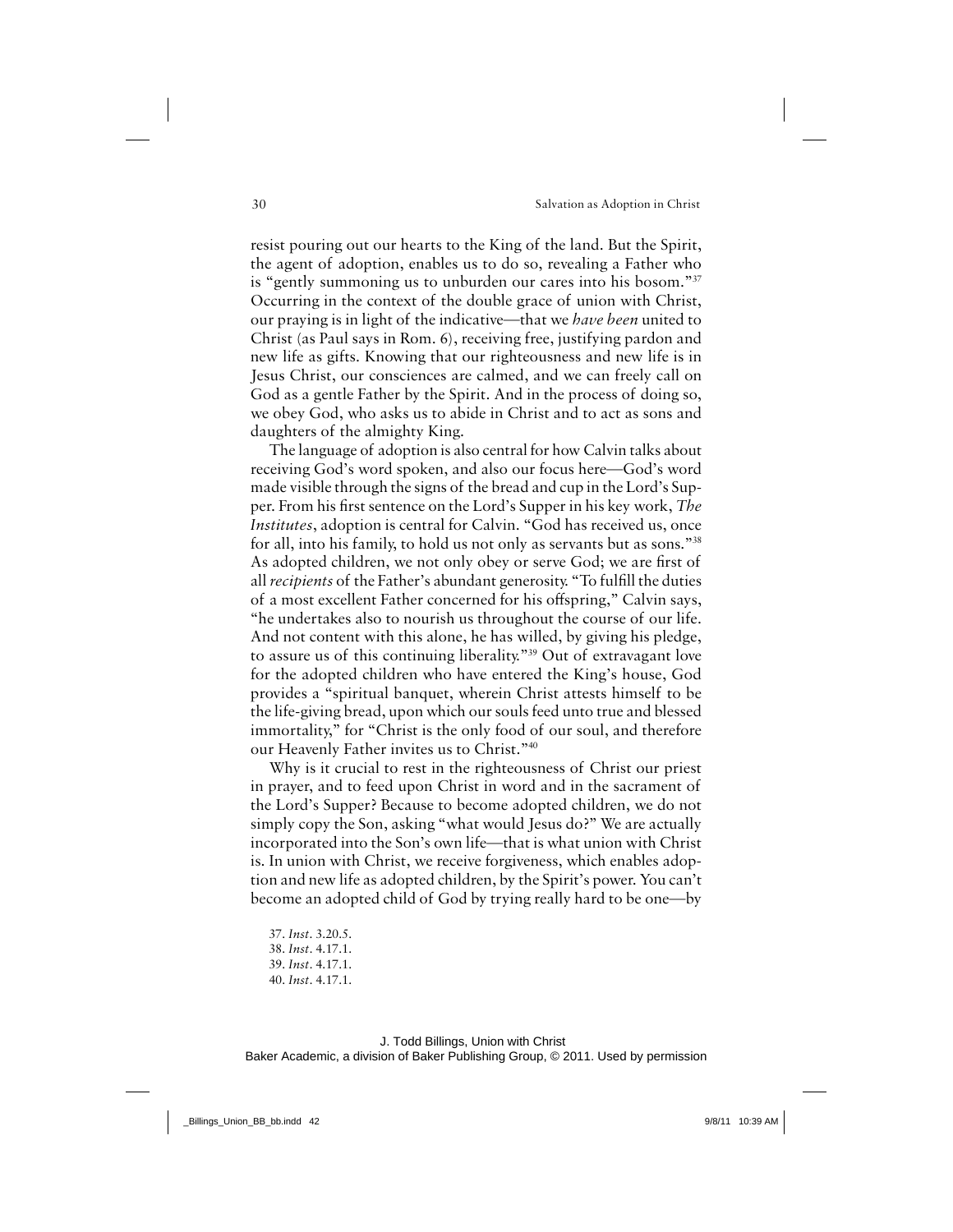resist pouring out our hearts to the King of the land. But the Spirit, the agent of adoption, enables us to do so, revealing a Father who is "gently summoning us to unburden our cares into his bosom."[37] Occurring in the context of the double grace of union with Christ, our praying is in light of the indicative—that we *have been* united to Christ (as Paul says in Rom. 6), receiving free, justifying pardon and new life as gifts. Knowing that our righteousness and new life is in Jesus Christ, our consciences are calmed, and we can freely call on God as a gentle Father by the Spirit. And in the process of doing so, we obey God, who asks us to abide in Christ and to act as sons and daughters of the almighty King.

The language of adoption is also central for how Calvin talks about receiving God's word spoken, and also our focus here—God's word made visible through the signs of the bread and cup in the Lord's Supper. From his first sentence on the Lord's Supper in his key work, *The Institutes*, adoption is central for Calvin. "God has received us, once for all, into his family, to hold us not only as servants but as sons."[38] As adopted children, we not only obey or serve God; we are first of all *recipients* of the Father's abundant generosity. "To fulfill the duties of a most excellent Father concerned for his offspring," Calvin says, "he undertakes also to nourish us throughout the course of our life. And not content with this alone, he has willed, by giving his pledge, to assure us of this continuing liberality."[39] Out of extravagant love for the adopted children who have entered the King's house, God provides a "spiritual banquet, wherein Christ attests himself to be the life-giving bread, upon which our souls feed unto true and blessed immortality," for "Christ is the only food of our soul, and therefore our Heavenly Father invites us to Christ."[40]

Why is it crucial to rest in the righteousness of Christ our priest in prayer, and to feed upon Christ in word and in the sacrament of the Lord's Supper? Because to become adopted children, we do not simply copy the Son, asking "what would Jesus do?" We are actually incorporated into the Son's own life—that is what union with Christ is. In union with Christ, we receive forgiveness, which enables adoption and new life as adopted children, by the Spirit's power. You can't become an adopted child of God by trying really hard to be one—by

37. *Inst*. 3.20.5.
38. *Inst*. 4.17.1.
39. *Inst*. 4.17.1.
40. *Inst*. 4.17.1.

J. Todd Billings, Union with Christ
Baker Academic, a division of Baker Publishing Group, © 2011. Used by permission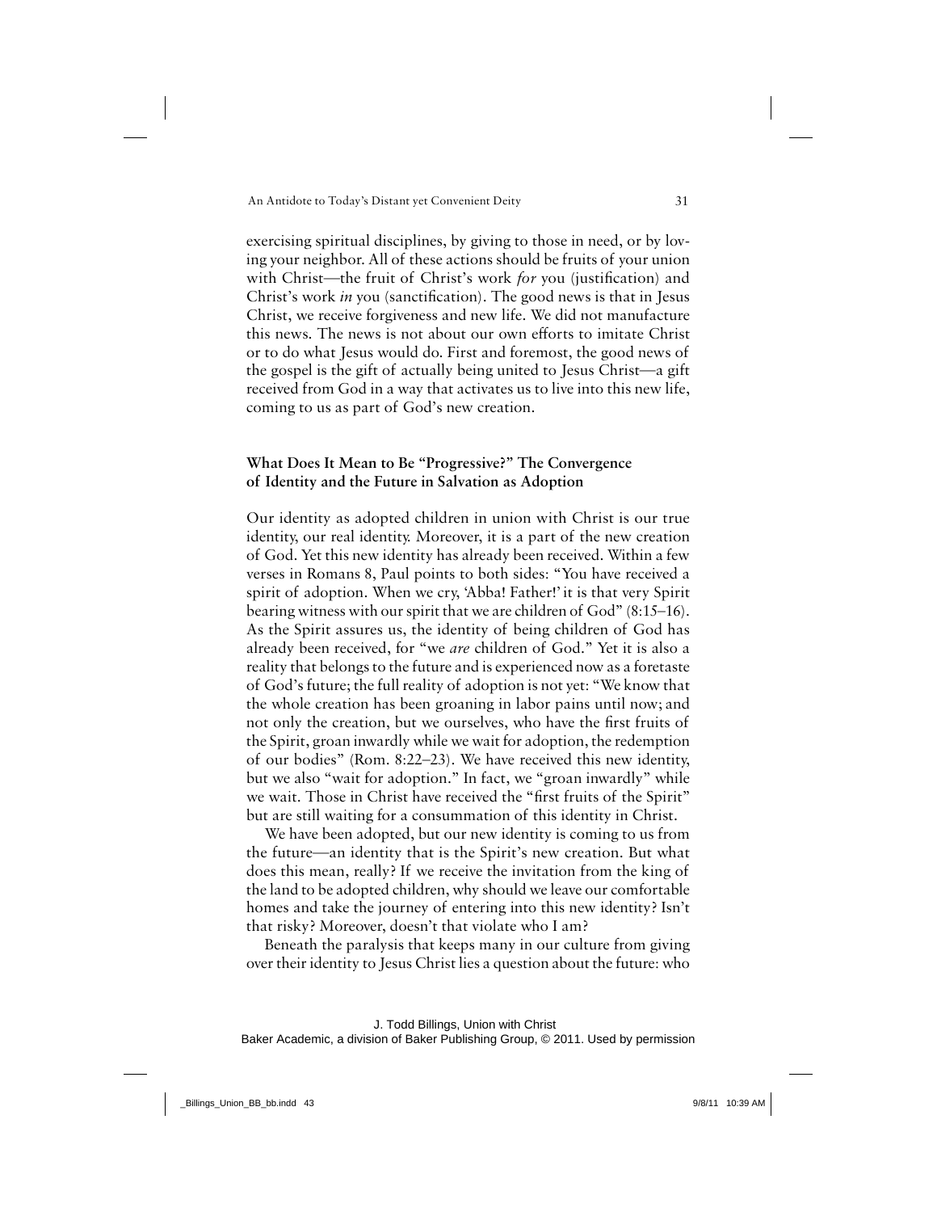exercising spiritual disciplines, by giving to those in need, or by loving your neighbor. All of these actions should be fruits of your union with Christ—the fruit of Christ's work *for* you (justification) and Christ's work *in* you (sanctification). The good news is that in Jesus Christ, we receive forgiveness and new life. We did not manufacture this news. The news is not about our own efforts to imitate Christ or to do what Jesus would do. First and foremost, the good news of the gospel is the gift of actually being united to Jesus Christ—a gift received from God in a way that activates us to live into this new life, coming to us as part of God's new creation.

### What Does It Mean to Be "Progressive?" The Convergence of Identity and the Future in Salvation as Adoption

Our identity as adopted children in union with Christ is our true identity, our real identity. Moreover, it is a part of the new creation of God. Yet this new identity has already been received. Within a few verses in Romans 8, Paul points to both sides: "You have received a spirit of adoption. When we cry, 'Abba! Father!' it is that very Spirit bearing witness with our spirit that we are children of God" (8:15–16). As the Spirit assures us, the identity of being children of God has already been received, for "we *are* children of God." Yet it is also a reality that belongs to the future and is experienced now as a foretaste of God's future; the full reality of adoption is not yet: "We know that the whole creation has been groaning in labor pains until now; and not only the creation, but we ourselves, who have the first fruits of the Spirit, groan inwardly while we wait for adoption, the redemption of our bodies" (Rom. 8:22–23). We have received this new identity, but we also "wait for adoption." In fact, we "groan inwardly" while we wait. Those in Christ have received the "first fruits of the Spirit" but are still waiting for a consummation of this identity in Christ.

We have been adopted, but our new identity is coming to us from the future—an identity that is the Spirit's new creation. But what does this mean, really? If we receive the invitation from the king of the land to be adopted children, why should we leave our comfortable homes and take the journey of entering into this new identity? Isn't that risky? Moreover, doesn't that violate who I am?

Beneath the paralysis that keeps many in our culture from giving over their identity to Jesus Christ lies a question about the future: who

J. Todd Billings, Union with Christ
Baker Academic, a division of Baker Publishing Group, © 2011. Used by permission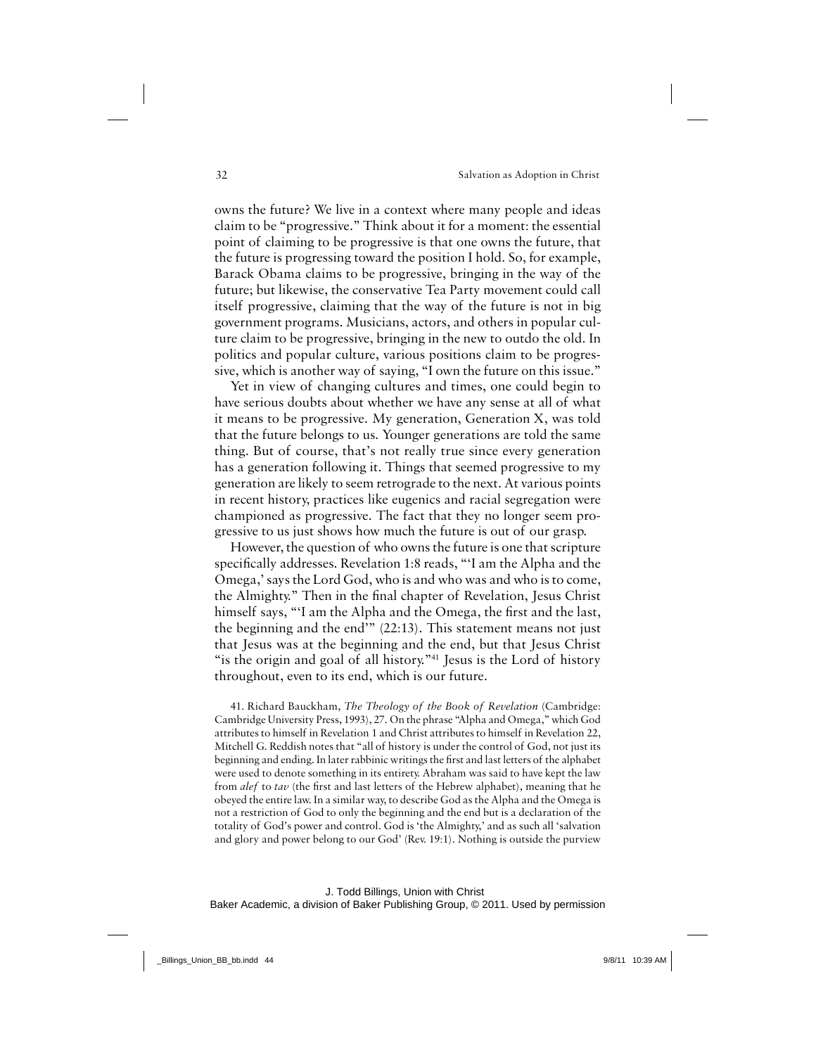owns the future? We live in a context where many people and ideas claim to be "progressive." Think about it for a moment: the essential point of claiming to be progressive is that one owns the future, that the future is progressing toward the position I hold. So, for example, Barack Obama claims to be progressive, bringing in the way of the future; but likewise, the conservative Tea Party movement could call itself progressive, claiming that the way of the future is not in big government programs. Musicians, actors, and others in popular culture claim to be progressive, bringing in the new to outdo the old. In politics and popular culture, various positions claim to be progressive, which is another way of saying, "I own the future on this issue."

Yet in view of changing cultures and times, one could begin to have serious doubts about whether we have any sense at all of what it means to be progressive. My generation, Generation X, was told that the future belongs to us. Younger generations are told the same thing. But of course, that's not really true since every generation has a generation following it. Things that seemed progressive to my generation are likely to seem retrograde to the next. At various points in recent history, practices like eugenics and racial segregation were championed as progressive. The fact that they no longer seem progressive to us just shows how much the future is out of our grasp.

However, the question of who owns the future is one that scripture specifically addresses. Revelation 1:8 reads, "'I am the Alpha and the Omega,' says the Lord God, who is and who was and who is to come, the Almighty." Then in the final chapter of Revelation, Jesus Christ himself says, "'I am the Alpha and the Omega, the first and the last, the beginning and the end'" (22:13). This statement means not just that Jesus was at the beginning and the end, but that Jesus Christ "is the origin and goal of all history."[41] Jesus is the Lord of history throughout, even to its end, which is our future.

41. Richard Bauckham, *The Theology of the Book of Revelation* (Cambridge: Cambridge University Press, 1993), 27. On the phrase "Alpha and Omega," which God attributes to himself in Revelation 1 and Christ attributes to himself in Revelation 22, Mitchell G. Reddish notes that "all of history is under the control of God, not just its beginning and ending. In later rabbinic writings the first and last letters of the alphabet were used to denote something in its entirety. Abraham was said to have kept the law from *alef* to *tav* (the first and last letters of the Hebrew alphabet), meaning that he obeyed the entire law. In a similar way, to describe God as the Alpha and the Omega is not a restriction of God to only the beginning and the end but is a declaration of the totality of God's power and control. God is 'the Almighty,' and as such all 'salvation and glory and power belong to our God' (Rev. 19:1). Nothing is outside the purview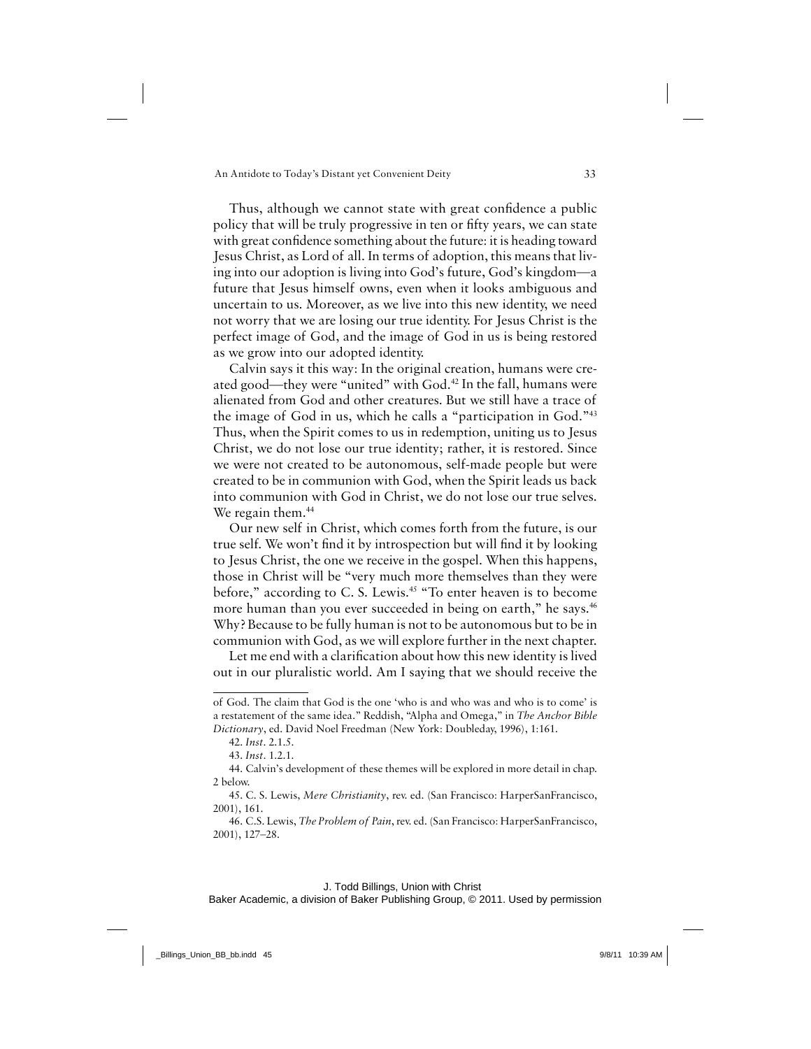Thus, although we cannot state with great confidence a public policy that will be truly progressive in ten or fifty years, we can state with great confidence something about the future: it is heading toward Jesus Christ, as Lord of all. In terms of adoption, this means that living into our adoption is living into God's future, God's kingdom—a future that Jesus himself owns, even when it looks ambiguous and uncertain to us. Moreover, as we live into this new identity, we need not worry that we are losing our true identity. For Jesus Christ is the perfect image of God, and the image of God in us is being restored as we grow into our adopted identity.

Calvin says it this way: In the original creation, humans were created good—they were "united" with God.[42] In the fall, humans were alienated from God and other creatures. But we still have a trace of the image of God in us, which he calls a "participation in God."[43] Thus, when the Spirit comes to us in redemption, uniting us to Jesus Christ, we do not lose our true identity; rather, it is restored. Since we were not created to be autonomous, self-made people but were created to be in communion with God, when the Spirit leads us back into communion with God in Christ, we do not lose our true selves. We regain them.[44]

Our new self in Christ, which comes forth from the future, is our true self. We won't find it by introspection but will find it by looking to Jesus Christ, the one we receive in the gospel. When this happens, those in Christ will be "very much more themselves than they were before," according to C. S. Lewis.[45] "To enter heaven is to become more human than you ever succeeded in being on earth," he says.[46] Why? Because to be fully human is not to be autonomous but to be in communion with God, as we will explore further in the next chapter.

Let me end with a clarification about how this new identity is lived out in our pluralistic world. Am I saying that we should receive the

---

of God. The claim that God is the one 'who is and who was and who is to come' is a restatement of the same idea." Reddish, "Alpha and Omega," in *The Anchor Bible Dictionary*, ed. David Noel Freedman (New York: Doubleday, 1996), 1:161.

42. *Inst*. 2.1.5.

43. *Inst*. 1.2.1.

44. Calvin's development of these themes will be explored in more detail in chap. 2 below.

45. C. S. Lewis, *Mere Christianity*, rev. ed. (San Francisco: HarperSanFrancisco, 2001), 161.

46. C.S. Lewis, *The Problem of Pain*, rev. ed. (San Francisco: HarperSanFrancisco, 2001), 127–28.

J. Todd Billings, Union with Christ
Baker Academic, a division of Baker Publishing Group, © 2011. Used by permission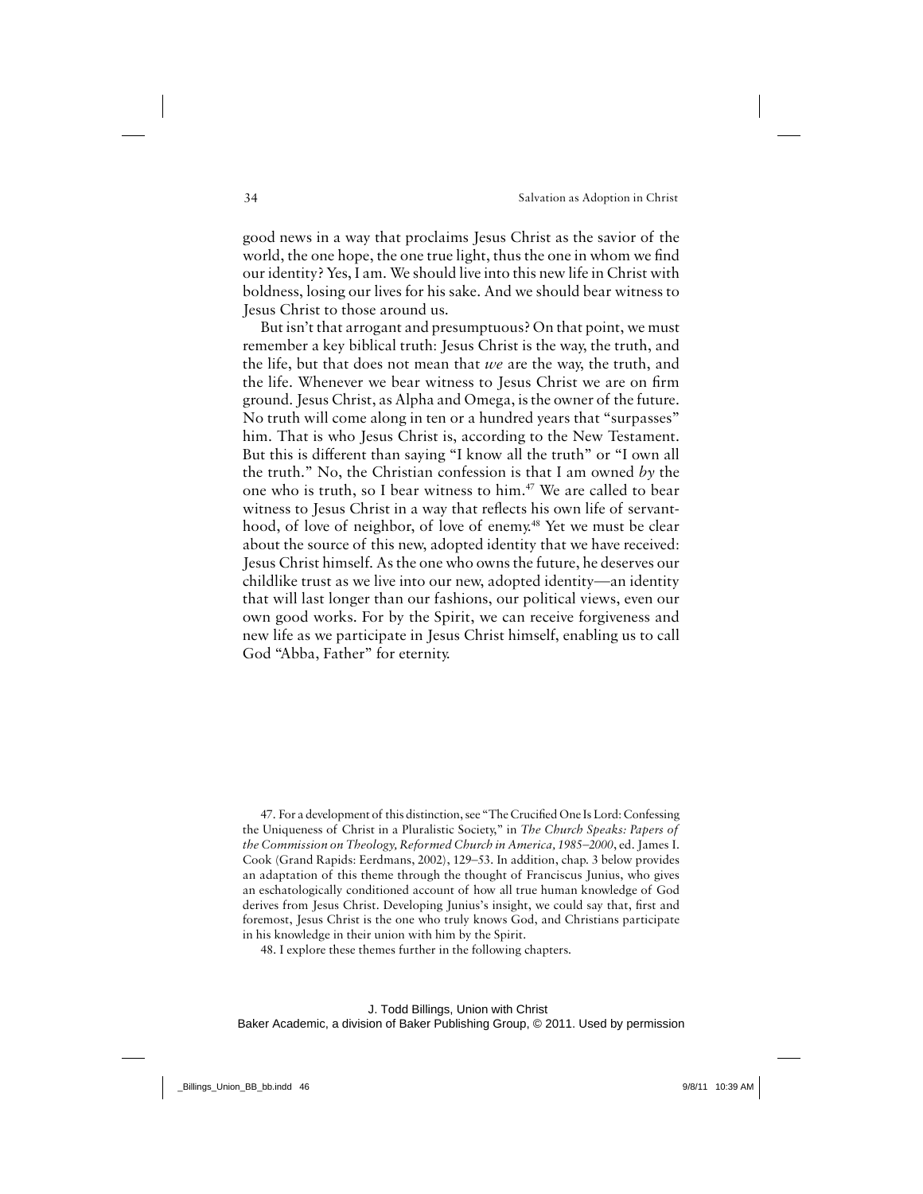good news in a way that proclaims Jesus Christ as the savior of the world, the one hope, the one true light, thus the one in whom we find our identity? Yes, I am. We should live into this new life in Christ with boldness, losing our lives for his sake. And we should bear witness to Jesus Christ to those around us.

But isn't that arrogant and presumptuous? On that point, we must remember a key biblical truth: Jesus Christ is the way, the truth, and the life, but that does not mean that *we* are the way, the truth, and the life. Whenever we bear witness to Jesus Christ we are on firm ground. Jesus Christ, as Alpha and Omega, is the owner of the future. No truth will come along in ten or a hundred years that "surpasses" him. That is who Jesus Christ is, according to the New Testament. But this is different than saying "I know all the truth" or "I own all the truth." No, the Christian confession is that I am owned *by* the one who is truth, so I bear witness to him.[47] We are called to bear witness to Jesus Christ in a way that reflects his own life of servanthood, of love of neighbor, of love of enemy.[48] Yet we must be clear about the source of this new, adopted identity that we have received: Jesus Christ himself. As the one who owns the future, he deserves our childlike trust as we live into our new, adopted identity—an identity that will last longer than our fashions, our political views, even our own good works. For by the Spirit, we can receive forgiveness and new life as we participate in Jesus Christ himself, enabling us to call God "Abba, Father" for eternity.

47. For a development of this distinction, see "The Crucified One Is Lord: Confessing the Uniqueness of Christ in a Pluralistic Society," in *The Church Speaks: Papers of the Commission on Theology, Reformed Church in America, 1985–2000*, ed. James I. Cook (Grand Rapids: Eerdmans, 2002), 129–53. In addition, chap. 3 below provides an adaptation of this theme through the thought of Franciscus Junius, who gives an eschatologically conditioned account of how all true human knowledge of God derives from Jesus Christ. Developing Junius's insight, we could say that, first and foremost, Jesus Christ is the one who truly knows God, and Christians participate in his knowledge in their union with him by the Spirit.

48. I explore these themes further in the following chapters.

J. Todd Billings, Union with Christ
Baker Academic, a division of Baker Publishing Group, © 2011. Used by permission